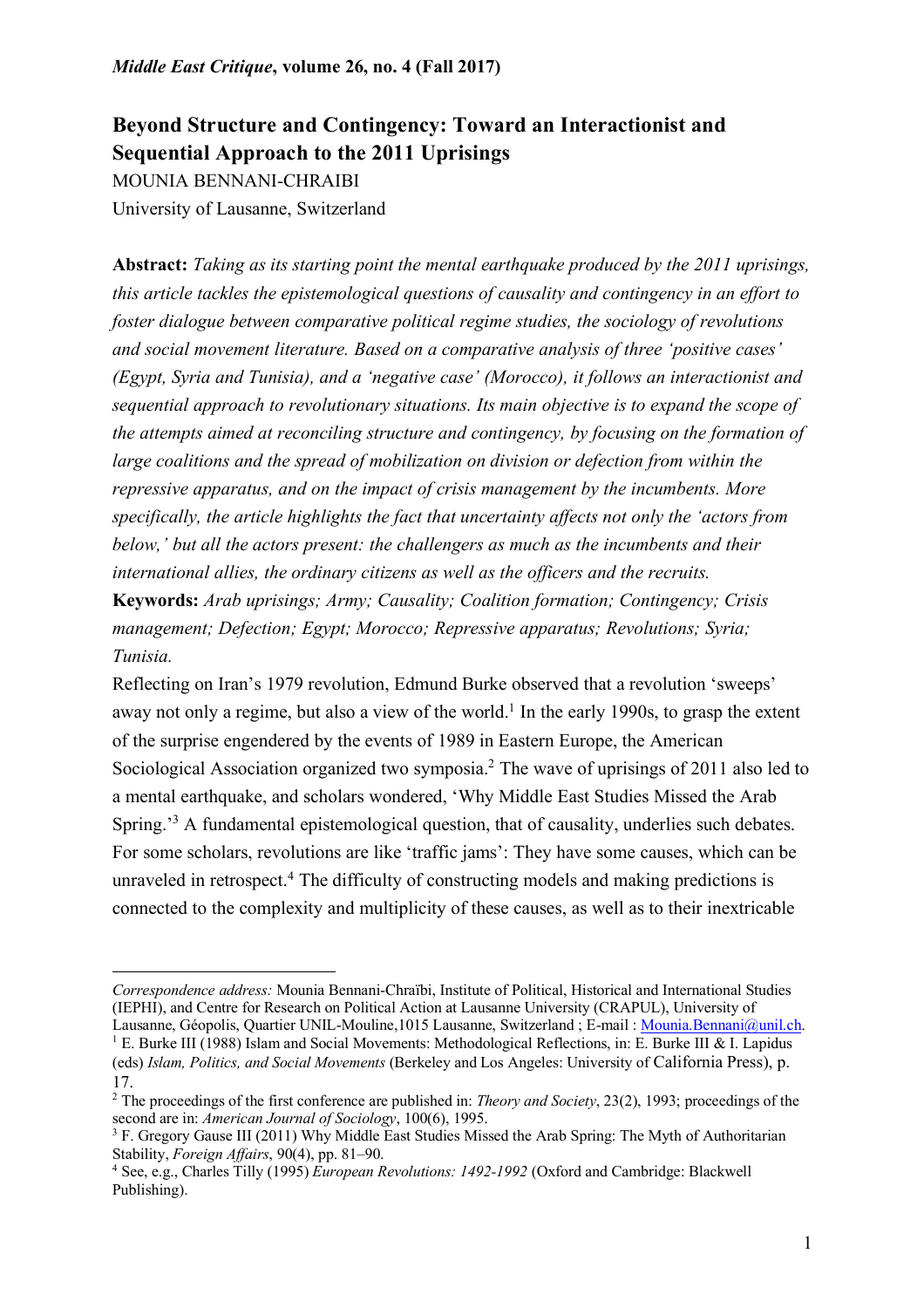*Middle East Critique*, **volume 26, no. 4 (Fall 2017)**

# Beyond Structure and Contingency: Toward an Interactionist and Sequential Approach to the 2011 Uprisings

MOUNIA BENNANI-CHRAIBI

University of Lausanne, Switzerland

**Abstract:** *Taking as its starting point the mental earthquake produced by the 2011 uprisings, this article tackles the epistemological questions of causality and contingency in an effort to foster dialogue between comparative political regime studies, the sociology of revolutions and social movement literature. Based on a comparative analysis of three 'positive cases' (Egypt, Syria and Tunisia), and a 'negative case' (Morocco), it follows an interactionist and sequential approach to revolutionary situations. Its main objective is to expand the scope of the attempts aimed at reconciling structure and contingency, by focusing on the formation of large coalitions and the spread of mobilization on division or defection from within the repressive apparatus, and on the impact of crisis management by the incumbents. More specifically, the article highlights the fact that uncertainty affects not only the 'actors from below,' but all the actors present: the challengers as much as the incumbents and their international allies, the ordinary citizens as well as the officers and the recruits.*

**Keywords:** *Arab uprisings; Army; Causality; Coalition formation; Contingency; Crisis management; Defection; Egypt; Morocco; Repressive apparatus; Revolutions; Syria; Tunisia.*

Reflecting on Iran's 1979 revolution, Edmund Burke observed that a revolution 'sweeps' away not only a regime, but also a view of the world.[1] In the early 1990s, to grasp the extent of the surprise engendered by the events of 1989 in Eastern Europe, the American Sociological Association organized two symposia.[2] The wave of uprisings of 2011 also led to a mental earthquake, and scholars wondered, 'Why Middle East Studies Missed the Arab Spring.'[3] A fundamental epistemological question, that of causality, underlies such debates. For some scholars, revolutions are like 'traffic jams': They have some causes, which can be unraveled in retrospect.[4] The difficulty of constructing models and making predictions is connected to the complexity and multiplicity of these causes, as well as to their inextricable

---

*Correspondence address:* Mounia Bennani-Chraïbi, Institute of Political, Historical and International Studies (IEPHI), and Centre for Research on Political Action at Lausanne University (CRAPUL), University of Lausanne, Géopolis, Quartier UNIL-Mouline,1015 Lausanne, Switzerland ; E-mail : Mounia.Bennani@unil.ch.

[1] E. Burke III (1988) Islam and Social Movements: Methodological Reflections, in: E. Burke III & I. Lapidus (eds) *Islam, Politics, and Social Movements* (Berkeley and Los Angeles: University of California Press), p. 17.

[2] The proceedings of the first conference are published in: *Theory and Society*, 23(2), 1993; proceedings of the second are in: *American Journal of Sociology*, 100(6), 1995.

[3] F. Gregory Gause III (2011) Why Middle East Studies Missed the Arab Spring: The Myth of Authoritarian Stability, *Foreign Affairs*, 90(4), pp. 81–90.

[4] See, e.g., Charles Tilly (1995) *European Revolutions: 1492-1992* (Oxford and Cambridge: Blackwell Publishing).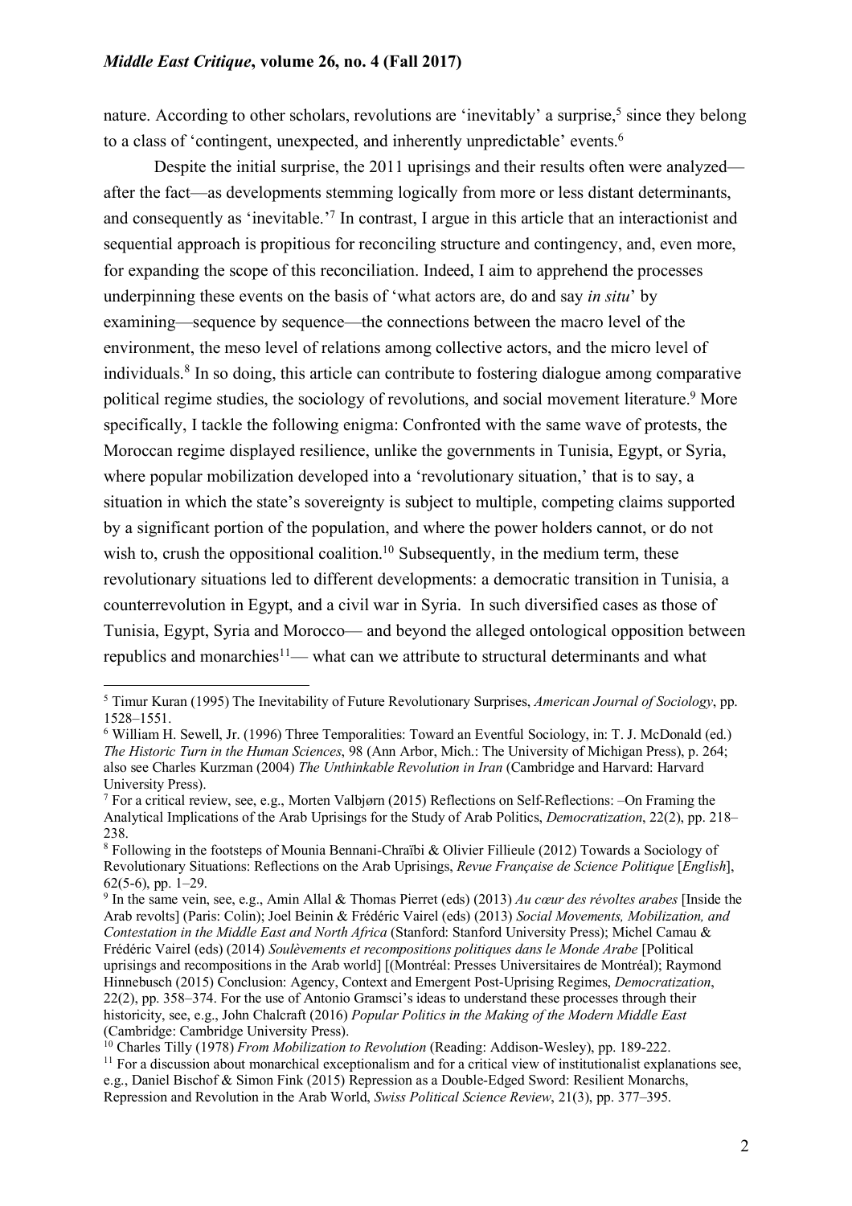nature. According to other scholars, revolutions are 'inevitably' a surprise,[5] since they belong to a class of 'contingent, unexpected, and inherently unpredictable' events.[6]

Despite the initial surprise, the 2011 uprisings and their results often were analyzed—after the fact—as developments stemming logically from more or less distant determinants, and consequently as 'inevitable.'[7] In contrast, I argue in this article that an interactionist and sequential approach is propitious for reconciling structure and contingency, and, even more, for expanding the scope of this reconciliation. Indeed, I aim to apprehend the processes underpinning these events on the basis of 'what actors are, do and say *in situ*' by examining—sequence by sequence—the connections between the macro level of the environment, the meso level of relations among collective actors, and the micro level of individuals.[8] In so doing, this article can contribute to fostering dialogue among comparative political regime studies, the sociology of revolutions, and social movement literature.[9] More specifically, I tackle the following enigma: Confronted with the same wave of protests, the Moroccan regime displayed resilience, unlike the governments in Tunisia, Egypt, or Syria, where popular mobilization developed into a 'revolutionary situation,' that is to say, a situation in which the state's sovereignty is subject to multiple, competing claims supported by a significant portion of the population, and where the power holders cannot, or do not wish to, crush the oppositional coalition.[10] Subsequently, in the medium term, these revolutionary situations led to different developments: a democratic transition in Tunisia, a counterrevolution in Egypt, and a civil war in Syria. In such diversified cases as those of Tunisia, Egypt, Syria and Morocco— and beyond the alleged ontological opposition between republics and monarchies[11]— what can we attribute to structural determinants and what

---

[5] Timur Kuran (1995) The Inevitability of Future Revolutionary Surprises, *American Journal of Sociology*, pp. 1528–1551.

[6] William H. Sewell, Jr. (1996) Three Temporalities: Toward an Eventful Sociology, in: T. J. McDonald (ed.) *The Historic Turn in the Human Sciences*, 98 (Ann Arbor, Mich.: The University of Michigan Press), p. 264; also see Charles Kurzman (2004) *The Unthinkable Revolution in Iran* (Cambridge and Harvard: Harvard University Press).

[7] For a critical review, see, e.g., Morten Valbjørn (2015) Reflections on Self-Reflections: –On Framing the Analytical Implications of the Arab Uprisings for the Study of Arab Politics, *Democratization*, 22(2), pp. 218–238.

[8] Following in the footsteps of Mounia Bennani-Chraïbi & Olivier Fillieule (2012) Towards a Sociology of Revolutionary Situations: Reflections on the Arab Uprisings, *Revue Française de Science Politique* [*English*], 62(5-6), pp. 1–29.

[9] In the same vein, see, e.g., Amin Allal & Thomas Pierret (eds) (2013) *Au cœur des révoltes arabes* [Inside the Arab revolts] (Paris: Colin); Joel Beinin & Frédéric Vairel (eds) (2013) *Social Movements, Mobilization, and Contestation in the Middle East and North Africa* (Stanford: Stanford University Press); Michel Camau & Frédéric Vairel (eds) (2014) *Soulèvements et recompositions politiques dans le Monde Arabe* [Political uprisings and recompositions in the Arab world] [(Montréal: Presses Universitaires de Montréal); Raymond Hinnebusch (2015) Conclusion: Agency, Context and Emergent Post-Uprising Regimes, *Democratization*, 22(2), pp. 358–374. For the use of Antonio Gramsci's ideas to understand these processes through their historicity, see, e.g., John Chalcraft (2016) *Popular Politics in the Making of the Modern Middle East* (Cambridge: Cambridge University Press).

[10] Charles Tilly (1978) *From Mobilization to Revolution* (Reading: Addison-Wesley), pp. 189-222.

[11] For a discussion about monarchical exceptionalism and for a critical view of institutionalist explanations see, e.g., Daniel Bischof & Simon Fink (2015) Repression as a Double-Edged Sword: Resilient Monarchs, Repression and Revolution in the Arab World, *Swiss Political Science Review*, 21(3), pp. 377–395.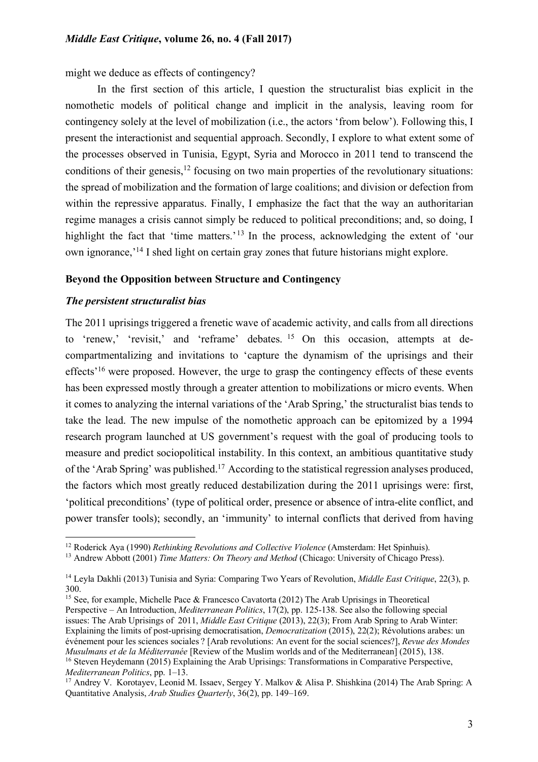might we deduce as effects of contingency?

In the first section of this article, I question the structuralist bias explicit in the nomothetic models of political change and implicit in the analysis, leaving room for contingency solely at the level of mobilization (i.e., the actors 'from below'). Following this, I present the interactionist and sequential approach. Secondly, I explore to what extent some of the processes observed in Tunisia, Egypt, Syria and Morocco in 2011 tend to transcend the conditions of their genesis,[12] focusing on two main properties of the revolutionary situations: the spread of mobilization and the formation of large coalitions; and division or defection from within the repressive apparatus. Finally, I emphasize the fact that the way an authoritarian regime manages a crisis cannot simply be reduced to political preconditions; and, so doing, I highlight the fact that 'time matters.'[13] In the process, acknowledging the extent of 'our own ignorance,'[14] I shed light on certain gray zones that future historians might explore.

## Beyond the Opposition between Structure and Contingency

### *The persistent structuralist bias*

The 2011 uprisings triggered a frenetic wave of academic activity, and calls from all directions to 'renew,' 'revisit,' and 'reframe' debates.[15] On this occasion, attempts at de-compartmentalizing and invitations to 'capture the dynamism of the uprisings and their effects'[16] were proposed. However, the urge to grasp the contingency effects of these events has been expressed mostly through a greater attention to mobilizations or micro events. When it comes to analyzing the internal variations of the 'Arab Spring,' the structuralist bias tends to take the lead. The new impulse of the nomothetic approach can be epitomized by a 1994 research program launched at US government's request with the goal of producing tools to measure and predict sociopolitical instability. In this context, an ambitious quantitative study of the 'Arab Spring' was published.[17] According to the statistical regression analyses produced, the factors which most greatly reduced destabilization during the 2011 uprisings were: first, 'political preconditions' (type of political order, presence or absence of intra-elite conflict, and power transfer tools); secondly, an 'immunity' to internal conflicts that derived from having

---

[12] Roderick Aya (1990) *Rethinking Revolutions and Collective Violence* (Amsterdam: Het Spinhuis).

[13] Andrew Abbott (2001) *Time Matters: On Theory and Method* (Chicago: University of Chicago Press).

[14] Leyla Dakhli (2013) Tunisia and Syria: Comparing Two Years of Revolution, *Middle East Critique*, 22(3), p. 300.

[15] See, for example, Michelle Pace & Francesco Cavatorta (2012) The Arab Uprisings in Theoretical Perspective – An Introduction, *Mediterranean Politics*, 17(2), pp. 125-138. See also the following special issues: The Arab Uprisings of 2011, *Middle East Critique* (2013), 22(3); From Arab Spring to Arab Winter: Explaining the limits of post-uprising democratisation, *Democratization* (2015), 22(2); Révolutions arabes: un événement pour les sciences sociales ? [Arab revolutions: An event for the social sciences?], *Revue des Mondes Musulmans et de la Méditerranée* [Review of the Muslim worlds and of the Mediterranean] (2015), 138.

[16] Steven Heydemann (2015) Explaining the Arab Uprisings: Transformations in Comparative Perspective, *Mediterranean Politics*, pp. 1–13.

[17] Andrey V. Korotayev, Leonid M. Issaev, Sergey Y. Malkov & Alisa P. Shishkina (2014) The Arab Spring: A Quantitative Analysis, *Arab Studies Quarterly*, 36(2), pp. 149–169.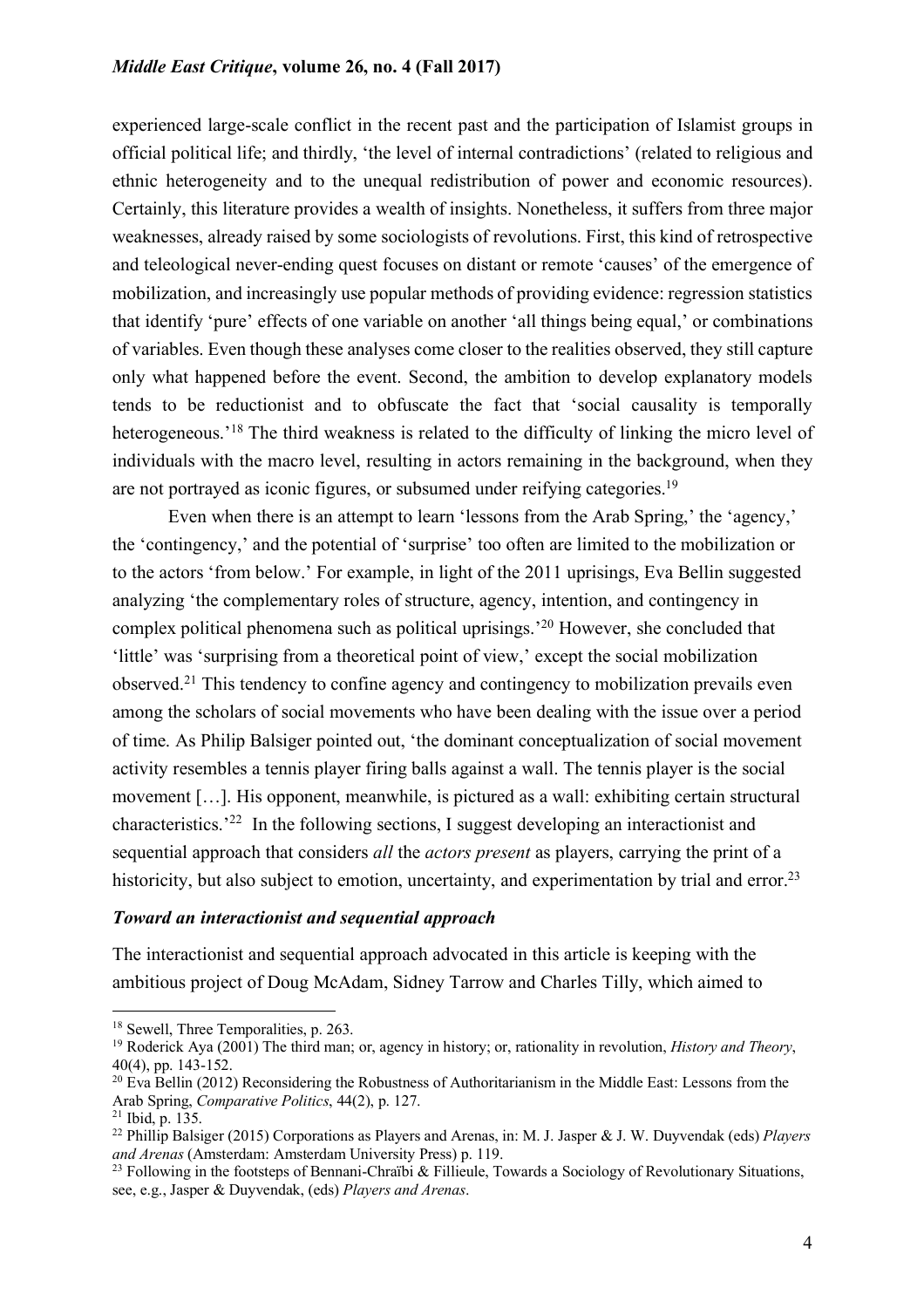experienced large-scale conflict in the recent past and the participation of Islamist groups in official political life; and thirdly, 'the level of internal contradictions' (related to religious and ethnic heterogeneity and to the unequal redistribution of power and economic resources). Certainly, this literature provides a wealth of insights. Nonetheless, it suffers from three major weaknesses, already raised by some sociologists of revolutions. First, this kind of retrospective and teleological never-ending quest focuses on distant or remote 'causes' of the emergence of mobilization, and increasingly use popular methods of providing evidence: regression statistics that identify 'pure' effects of one variable on another 'all things being equal,' or combinations of variables. Even though these analyses come closer to the realities observed, they still capture only what happened before the event. Second, the ambition to develop explanatory models tends to be reductionist and to obfuscate the fact that 'social causality is temporally heterogeneous.'[18] The third weakness is related to the difficulty of linking the micro level of individuals with the macro level, resulting in actors remaining in the background, when they are not portrayed as iconic figures, or subsumed under reifying categories.[19]

Even when there is an attempt to learn 'lessons from the Arab Spring,' the 'agency,' the 'contingency,' and the potential of 'surprise' too often are limited to the mobilization or to the actors 'from below.' For example, in light of the 2011 uprisings, Eva Bellin suggested analyzing 'the complementary roles of structure, agency, intention, and contingency in complex political phenomena such as political uprisings.'[20] However, she concluded that 'little' was 'surprising from a theoretical point of view,' except the social mobilization observed.[21] This tendency to confine agency and contingency to mobilization prevails even among the scholars of social movements who have been dealing with the issue over a period of time. As Philip Balsiger pointed out, 'the dominant conceptualization of social movement activity resembles a tennis player firing balls against a wall. The tennis player is the social movement […]. His opponent, meanwhile, is pictured as a wall: exhibiting certain structural characteristics.'[22] In the following sections, I suggest developing an interactionist and sequential approach that considers *all* the *actors present* as players, carrying the print of a historicity, but also subject to emotion, uncertainty, and experimentation by trial and error.[23]

### *Toward an interactionist and sequential approach*

The interactionist and sequential approach advocated in this article is keeping with the ambitious project of Doug McAdam, Sidney Tarrow and Charles Tilly, which aimed to

---

[18] Sewell, Three Temporalities, p. 263.

[19] Roderick Aya (2001) The third man; or, agency in history; or, rationality in revolution, *History and Theory*, 40(4), pp. 143-152.

[20] Eva Bellin (2012) Reconsidering the Robustness of Authoritarianism in the Middle East: Lessons from the Arab Spring, *Comparative Politics*, 44(2), p. 127.

[21] Ibid, p. 135.

[22] Phillip Balsiger (2015) Corporations as Players and Arenas, in: M. J. Jasper & J. W. Duyvendak (eds) *Players and Arenas* (Amsterdam: Amsterdam University Press) p. 119.

[23] Following in the footsteps of Bennani-Chraïbi & Fillieule, Towards a Sociology of Revolutionary Situations, see, e.g., Jasper & Duyvendak, (eds) *Players and Arenas*.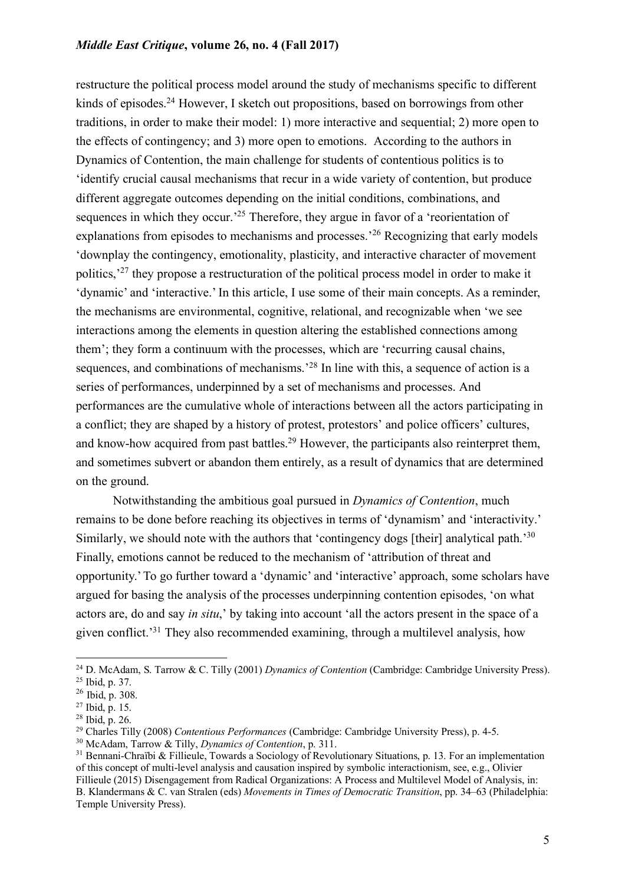restructure the political process model around the study of mechanisms specific to different kinds of episodes.[24] However, I sketch out propositions, based on borrowings from other traditions, in order to make their model: 1) more interactive and sequential; 2) more open to the effects of contingency; and 3) more open to emotions. According to the authors in Dynamics of Contention, the main challenge for students of contentious politics is to 'identify crucial causal mechanisms that recur in a wide variety of contention, but produce different aggregate outcomes depending on the initial conditions, combinations, and sequences in which they occur.'[25] Therefore, they argue in favor of a 'reorientation of explanations from episodes to mechanisms and processes.'[26] Recognizing that early models 'downplay the contingency, emotionality, plasticity, and interactive character of movement politics,'[27] they propose a restructuration of the political process model in order to make it 'dynamic' and 'interactive.' In this article, I use some of their main concepts. As a reminder, the mechanisms are environmental, cognitive, relational, and recognizable when 'we see interactions among the elements in question altering the established connections among them'; they form a continuum with the processes, which are 'recurring causal chains, sequences, and combinations of mechanisms.'[28] In line with this, a sequence of action is a series of performances, underpinned by a set of mechanisms and processes. And performances are the cumulative whole of interactions between all the actors participating in a conflict; they are shaped by a history of protest, protestors' and police officers' cultures, and know-how acquired from past battles.[29] However, the participants also reinterpret them, and sometimes subvert or abandon them entirely, as a result of dynamics that are determined on the ground.

Notwithstanding the ambitious goal pursued in *Dynamics of Contention*, much remains to be done before reaching its objectives in terms of 'dynamism' and 'interactivity.' Similarly, we should note with the authors that 'contingency dogs [their] analytical path.'[30] Finally, emotions cannot be reduced to the mechanism of 'attribution of threat and opportunity.' To go further toward a 'dynamic' and 'interactive' approach, some scholars have argued for basing the analysis of the processes underpinning contention episodes, 'on what actors are, do and say *in situ*,' by taking into account 'all the actors present in the space of a given conflict.'[31] They also recommended examining, through a multilevel analysis, how

---

[24] D. McAdam, S. Tarrow & C. Tilly (2001) *Dynamics of Contention* (Cambridge: Cambridge University Press).

[25] Ibid, p. 37.

[26] Ibid, p. 308.

[27] Ibid, p. 15.

[28] Ibid, p. 26.

[29] Charles Tilly (2008) *Contentious Performances* (Cambridge: Cambridge University Press), p. 4-5.

[30] McAdam, Tarrow & Tilly, *Dynamics of Contention*, p. 311.

[31] Bennani-Chraïbi & Fillieule, Towards a Sociology of Revolutionary Situations, p. 13. For an implementation of this concept of multi-level analysis and causation inspired by symbolic interactionism, see, e.g., Olivier Fillieule (2015) Disengagement from Radical Organizations: A Process and Multilevel Model of Analysis, in: B. Klandermans & C. van Stralen (eds) *Movements in Times of Democratic Transition*, pp. 34–63 (Philadelphia: Temple University Press).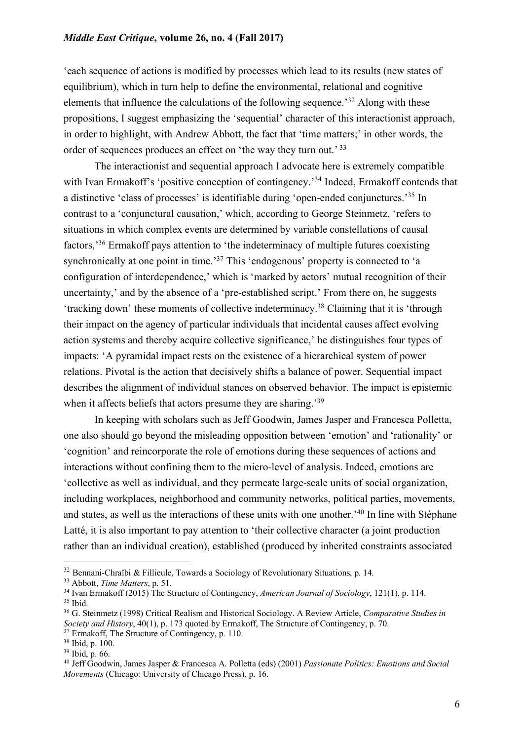'each sequence of actions is modified by processes which lead to its results (new states of equilibrium), which in turn help to define the environmental, relational and cognitive elements that influence the calculations of the following sequence.'[32] Along with these propositions, I suggest emphasizing the 'sequential' character of this interactionist approach, in order to highlight, with Andrew Abbott, the fact that 'time matters;' in other words, the order of sequences produces an effect on 'the way they turn out.'[33]

The interactionist and sequential approach I advocate here is extremely compatible with Ivan Ermakoff's 'positive conception of contingency.'[34] Indeed, Ermakoff contends that a distinctive 'class of processes' is identifiable during 'open-ended conjunctures.'[35] In contrast to a 'conjunctural causation,' which, according to George Steinmetz, 'refers to situations in which complex events are determined by variable constellations of causal factors,'[36] Ermakoff pays attention to 'the indeterminacy of multiple futures coexisting synchronically at one point in time.'[37] This 'endogenous' property is connected to 'a configuration of interdependence,' which is 'marked by actors' mutual recognition of their uncertainty,' and by the absence of a 'pre-established script.' From there on, he suggests 'tracking down' these moments of collective indeterminacy.[38] Claiming that it is 'through their impact on the agency of particular individuals that incidental causes affect evolving action systems and thereby acquire collective significance,' he distinguishes four types of impacts: 'A pyramidal impact rests on the existence of a hierarchical system of power relations. Pivotal is the action that decisively shifts a balance of power. Sequential impact describes the alignment of individual stances on observed behavior. The impact is epistemic when it affects beliefs that actors presume they are sharing.'[39]

In keeping with scholars such as Jeff Goodwin, James Jasper and Francesca Polletta, one also should go beyond the misleading opposition between 'emotion' and 'rationality' or 'cognition' and reincorporate the role of emotions during these sequences of actions and interactions without confining them to the micro-level of analysis. Indeed, emotions are 'collective as well as individual, and they permeate large-scale units of social organization, including workplaces, neighborhood and community networks, political parties, movements, and states, as well as the interactions of these units with one another.'[40] In line with Stéphane Latté, it is also important to pay attention to 'their collective character (a joint production rather than an individual creation), established (produced by inherited constraints associated

---

[32] Bennani-Chraïbi & Fillieule, Towards a Sociology of Revolutionary Situations, p. 14.

[33] Abbott, *Time Matters*, p. 51.

[34] Ivan Ermakoff (2015) The Structure of Contingency, *American Journal of Sociology*, 121(1), p. 114.

[35] Ibid.

[36] G. Steinmetz (1998) Critical Realism and Historical Sociology. A Review Article, *Comparative Studies in Society and History*, 40(1), p. 173 quoted by Ermakoff, The Structure of Contingency, p. 70.

[37] Ermakoff, The Structure of Contingency, p. 110.

[38] Ibid, p. 100.

[39] Ibid, p. 66.

[40] Jeff Goodwin, James Jasper & Francesca A. Polletta (eds) (2001) *Passionate Politics: Emotions and Social Movements* (Chicago: University of Chicago Press), p. 16.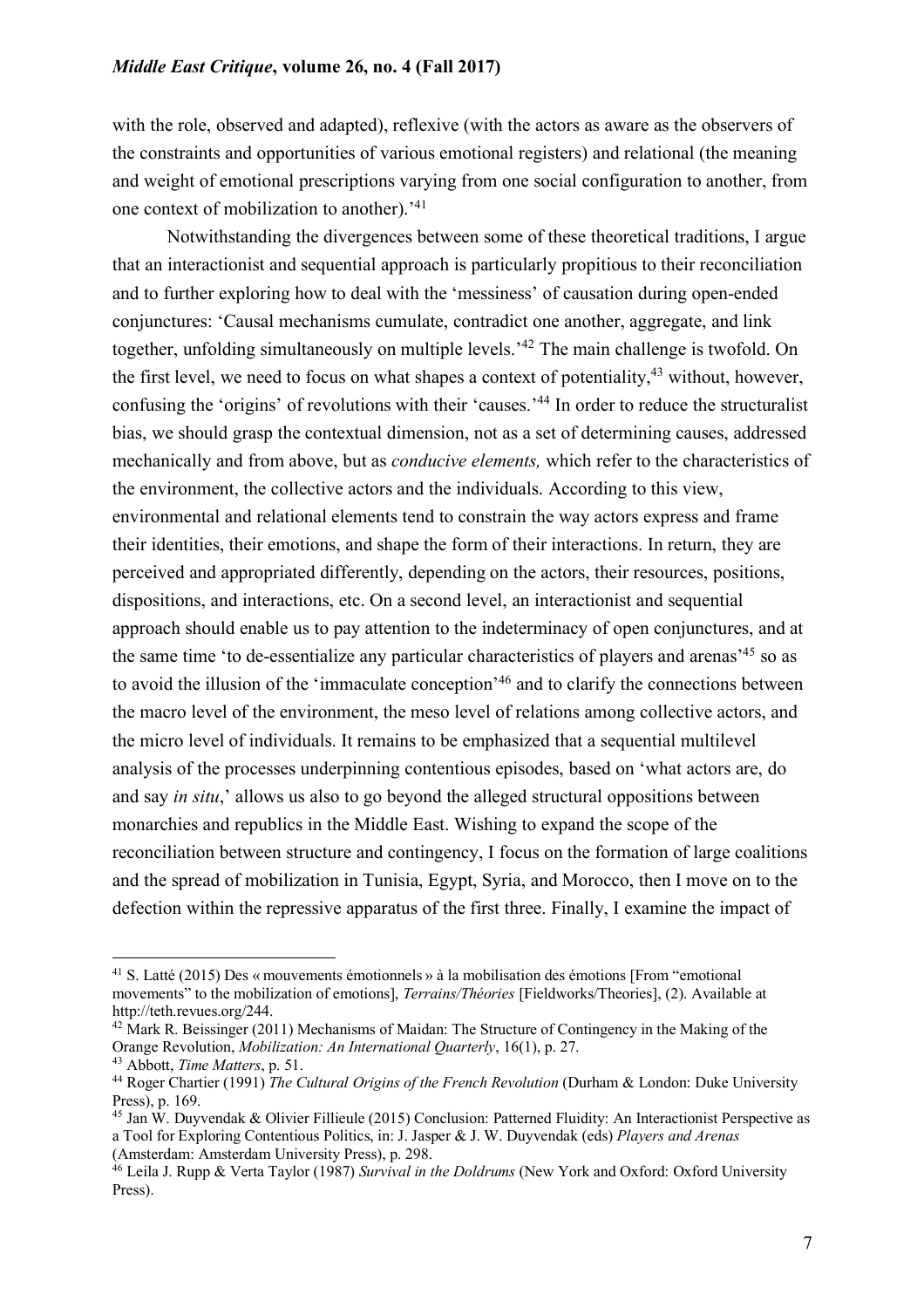with the role, observed and adapted), reflexive (with the actors as aware as the observers of the constraints and opportunities of various emotional registers) and relational (the meaning and weight of emotional prescriptions varying from one social configuration to another, from one context of mobilization to another).'[41]

Notwithstanding the divergences between some of these theoretical traditions, I argue that an interactionist and sequential approach is particularly propitious to their reconciliation and to further exploring how to deal with the 'messiness' of causation during open-ended conjunctures: 'Causal mechanisms cumulate, contradict one another, aggregate, and link together, unfolding simultaneously on multiple levels.'[42] The main challenge is twofold. On the first level, we need to focus on what shapes a context of potentiality,[43] without, however, confusing the 'origins' of revolutions with their 'causes.'[44] In order to reduce the structuralist bias, we should grasp the contextual dimension, not as a set of determining causes, addressed mechanically and from above, but as *conducive elements,* which refer to the characteristics of the environment, the collective actors and the individuals. According to this view, environmental and relational elements tend to constrain the way actors express and frame their identities, their emotions, and shape the form of their interactions. In return, they are perceived and appropriated differently, depending on the actors, their resources, positions, dispositions, and interactions, etc. On a second level, an interactionist and sequential approach should enable us to pay attention to the indeterminacy of open conjunctures, and at the same time 'to de-essentialize any particular characteristics of players and arenas'[45] so as to avoid the illusion of the 'immaculate conception'[46] and to clarify the connections between the macro level of the environment, the meso level of relations among collective actors, and the micro level of individuals. It remains to be emphasized that a sequential multilevel analysis of the processes underpinning contentious episodes, based on 'what actors are, do and say *in situ*,' allows us also to go beyond the alleged structural oppositions between monarchies and republics in the Middle East. Wishing to expand the scope of the reconciliation between structure and contingency, I focus on the formation of large coalitions and the spread of mobilization in Tunisia, Egypt, Syria, and Morocco, then I move on to the defection within the repressive apparatus of the first three. Finally, I examine the impact of

---

[41] S. Latté (2015) Des « mouvements émotionnels » à la mobilisation des émotions [From "emotional movements" to the mobilization of emotions], *Terrains/Théories* [Fieldworks/Theories], (2). Available at http://teth.revues.org/244.

[42] Mark R. Beissinger (2011) Mechanisms of Maidan: The Structure of Contingency in the Making of the Orange Revolution, *Mobilization: An International Quarterly*, 16(1), p. 27.

[43] Abbott, *Time Matters*, p. 51.

[44] Roger Chartier (1991) *The Cultural Origins of the French Revolution* (Durham & London: Duke University Press), p. 169.

[45] Jan W. Duyvendak & Olivier Fillieule (2015) Conclusion: Patterned Fluidity: An Interactionist Perspective as a Tool for Exploring Contentious Politics, in: J. Jasper & J. W. Duyvendak (eds) *Players and Arenas* (Amsterdam: Amsterdam University Press), p. 298.

[46] Leila J. Rupp & Verta Taylor (1987) *Survival in the Doldrums* (New York and Oxford: Oxford University Press).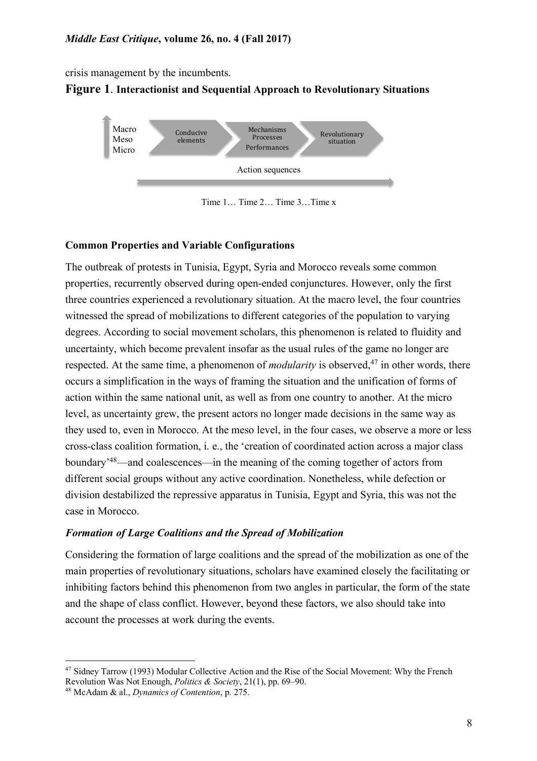crisis management by the incumbents.

**Figure 1**. **Interactionist and Sequential Approach to Revolutionary Situations**

Macro
Meso
Micro

Conducive elements

Mechanisms
Processes
Performances

Revolutionary situation

Action sequences

Time 1… Time 2… Time 3…Time x

**Common Properties and Variable Configurations**

The outbreak of protests in Tunisia, Egypt, Syria and Morocco reveals some common properties, recurrently observed during open-ended conjunctures. However, only the first three countries experienced a revolutionary situation. At the macro level, the four countries witnessed the spread of mobilizations to different categories of the population to varying degrees. According to social movement scholars, this phenomenon is related to fluidity and uncertainty, which become prevalent insofar as the usual rules of the game no longer are respected. At the same time, a phenomenon of *modularity* is observed,[47] in other words, there occurs a simplification in the ways of framing the situation and the unification of forms of action within the same national unit, as well as from one country to another. At the micro level, as uncertainty grew, the present actors no longer made decisions in the same way as they used to, even in Morocco. At the meso level, in the four cases, we observe a more or less cross-class coalition formation, i. e., the 'creation of coordinated action across a major class boundary'[48]—and coalescences—in the meaning of the coming together of actors from different social groups without any active coordination. Nonetheless, while defection or division destabilized the repressive apparatus in Tunisia, Egypt and Syria, this was not the case in Morocco.

***Formation of Large Coalitions and the Spread of Mobilization***

Considering the formation of large coalitions and the spread of the mobilization as one of the main properties of revolutionary situations, scholars have examined closely the facilitating or inhibiting factors behind this phenomenon from two angles in particular, the form of the state and the shape of class conflict. However, beyond these factors, we also should take into account the processes at work during the events.

[47] Sidney Tarrow (1993) Modular Collective Action and the Rise of the Social Movement: Why the French Revolution Was Not Enough, *Politics & Society*, 21(1), pp. 69–90.

[48] McAdam & al., *Dynamics of Contention*, p. 275.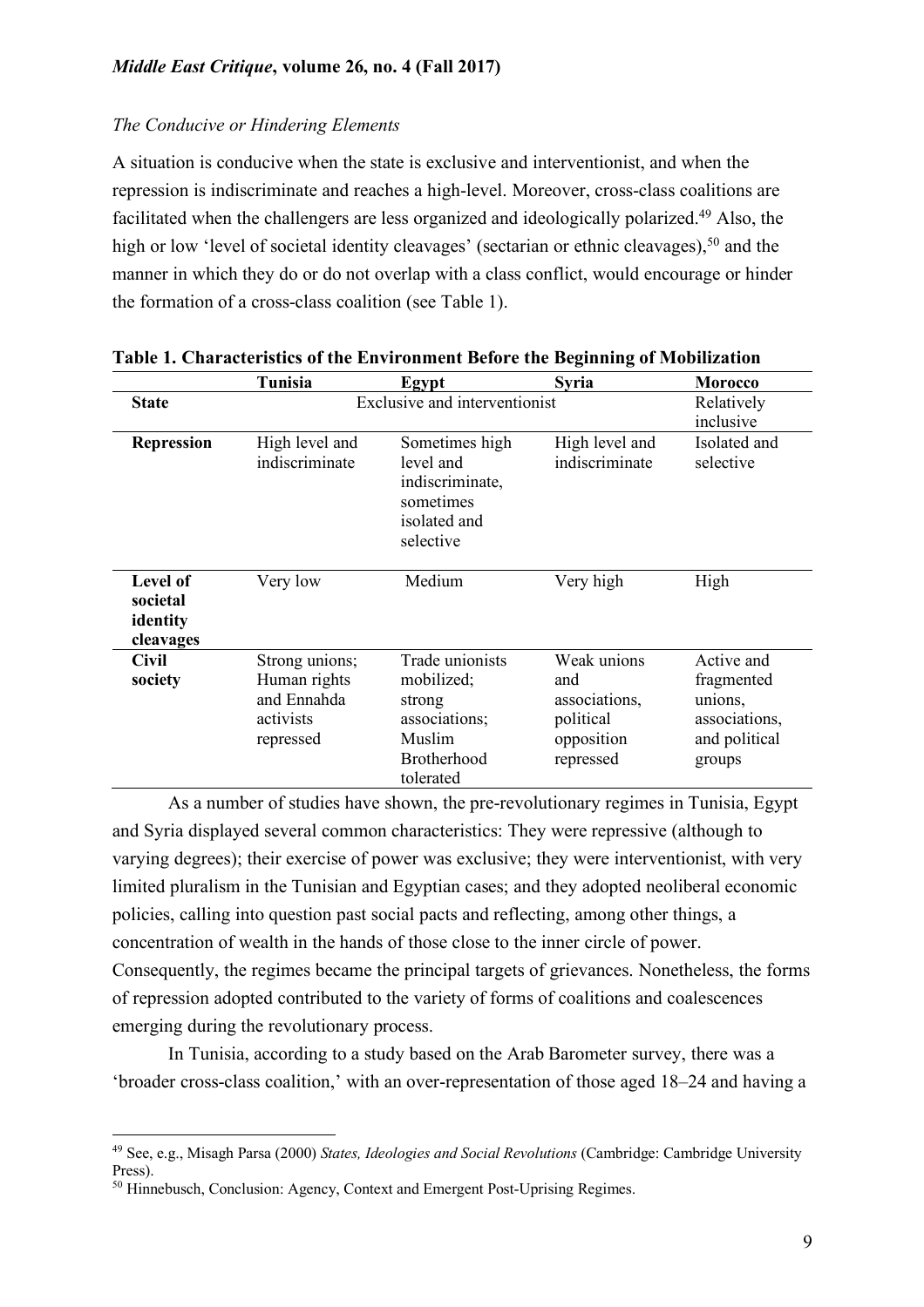*The Conducive or Hindering Elements*

A situation is conducive when the state is exclusive and interventionist, and when the repression is indiscriminate and reaches a high-level. Moreover, cross-class coalitions are facilitated when the challengers are less organized and ideologically polarized.[49] Also, the high or low 'level of societal identity cleavages' (sectarian or ethnic cleavages),[50] and the manner in which they do or do not overlap with a class conflict, would encourage or hinder the formation of a cross-class coalition (see Table 1).

**Table 1. Characteristics of the Environment Before the Beginning of Mobilization**

| | Tunisia | Egypt | Syria | Morocco |
|---|---|---|---|---|
| **State** | Exclusive and interventionist | | | Relatively inclusive |
| **Repression** | High level and indiscriminate | Sometimes high level and indiscriminate, sometimes isolated and selective | High level and indiscriminate | Isolated and selective |
| **Level of societal identity cleavages** | Very low | Medium | Very high | High |
| **Civil society** | Strong unions; Human rights and Ennahda activists repressed | Trade unionists mobilized; strong associations; Muslim Brotherhood tolerated | Weak unions and associations, political opposition repressed | Active and fragmented unions, associations, and political groups |

As a number of studies have shown, the pre-revolutionary regimes in Tunisia, Egypt and Syria displayed several common characteristics: They were repressive (although to varying degrees); their exercise of power was exclusive; they were interventionist, with very limited pluralism in the Tunisian and Egyptian cases; and they adopted neoliberal economic policies, calling into question past social pacts and reflecting, among other things, a concentration of wealth in the hands of those close to the inner circle of power. Consequently, the regimes became the principal targets of grievances. Nonetheless, the forms of repression adopted contributed to the variety of forms of coalitions and coalescences emerging during the revolutionary process.

In Tunisia, according to a study based on the Arab Barometer survey, there was a 'broader cross-class coalition,' with an over-representation of those aged 18–24 and having a

[49] See, e.g., Misagh Parsa (2000) *States, Ideologies and Social Revolutions* (Cambridge: Cambridge University Press).

[50] Hinnebusch, Conclusion: Agency, Context and Emergent Post-Uprising Regimes.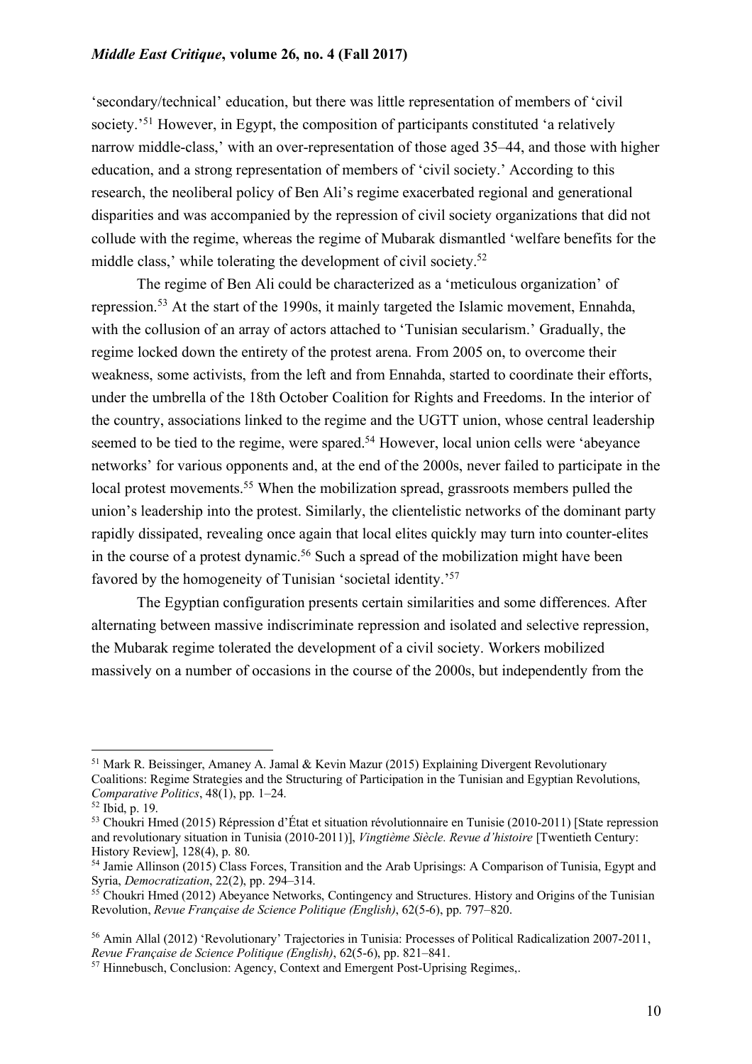'secondary/technical' education, but there was little representation of members of 'civil society.'[51] However, in Egypt, the composition of participants constituted 'a relatively narrow middle-class,' with an over-representation of those aged 35–44, and those with higher education, and a strong representation of members of 'civil society.' According to this research, the neoliberal policy of Ben Ali's regime exacerbated regional and generational disparities and was accompanied by the repression of civil society organizations that did not collude with the regime, whereas the regime of Mubarak dismantled 'welfare benefits for the middle class,' while tolerating the development of civil society.[52]

The regime of Ben Ali could be characterized as a 'meticulous organization' of repression.[53] At the start of the 1990s, it mainly targeted the Islamic movement, Ennahda, with the collusion of an array of actors attached to 'Tunisian secularism.' Gradually, the regime locked down the entirety of the protest arena. From 2005 on, to overcome their weakness, some activists, from the left and from Ennahda, started to coordinate their efforts, under the umbrella of the 18th October Coalition for Rights and Freedoms. In the interior of the country, associations linked to the regime and the UGTT union, whose central leadership seemed to be tied to the regime, were spared.[54] However, local union cells were 'abeyance networks' for various opponents and, at the end of the 2000s, never failed to participate in the local protest movements.[55] When the mobilization spread, grassroots members pulled the union's leadership into the protest. Similarly, the clientelistic networks of the dominant party rapidly dissipated, revealing once again that local elites quickly may turn into counter-elites in the course of a protest dynamic.[56] Such a spread of the mobilization might have been favored by the homogeneity of Tunisian 'societal identity.'[57]

The Egyptian configuration presents certain similarities and some differences. After alternating between massive indiscriminate repression and isolated and selective repression, the Mubarak regime tolerated the development of a civil society. Workers mobilized massively on a number of occasions in the course of the 2000s, but independently from the

---

[51] Mark R. Beissinger, Amaney A. Jamal & Kevin Mazur (2015) Explaining Divergent Revolutionary Coalitions: Regime Strategies and the Structuring of Participation in the Tunisian and Egyptian Revolutions, *Comparative Politics*, 48(1), pp. 1–24.

[52] Ibid, p. 19.

[53] Choukri Hmed (2015) Répression d'État et situation révolutionnaire en Tunisie (2010-2011) [State repression and revolutionary situation in Tunisia (2010-2011)], *Vingtième Siècle. Revue d'histoire* [Twentieth Century: History Review], 128(4), p. 80.

[54] Jamie Allinson (2015) Class Forces, Transition and the Arab Uprisings: A Comparison of Tunisia, Egypt and Syria, *Democratization*, 22(2), pp. 294–314.

[55] Choukri Hmed (2012) Abeyance Networks, Contingency and Structures. History and Origins of the Tunisian Revolution, *Revue Française de Science Politique (English)*, 62(5-6), pp. 797–820.

[56] Amin Allal (2012) 'Revolutionary' Trajectories in Tunisia: Processes of Political Radicalization 2007-2011, *Revue Française de Science Politique (English)*, 62(5-6), pp. 821–841.

[57] Hinnebusch, Conclusion: Agency, Context and Emergent Post-Uprising Regimes,.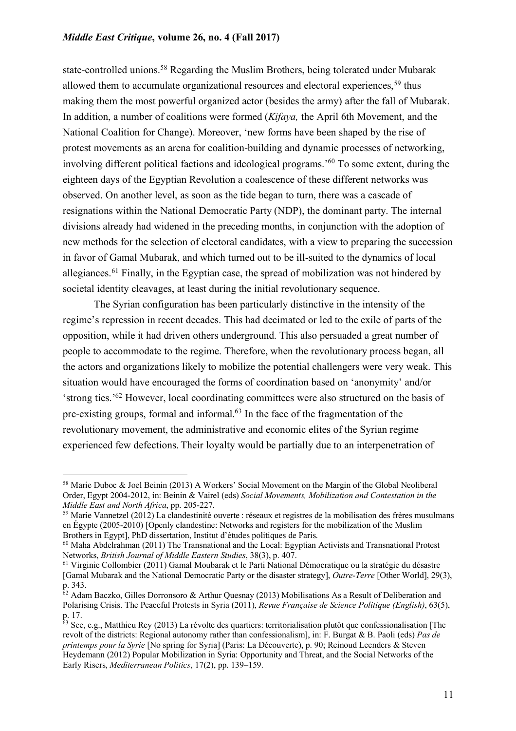state-controlled unions.[58] Regarding the Muslim Brothers, being tolerated under Mubarak allowed them to accumulate organizational resources and electoral experiences,[59] thus making them the most powerful organized actor (besides the army) after the fall of Mubarak. In addition, a number of coalitions were formed (*Kifaya,* the April 6th Movement, and the National Coalition for Change). Moreover, 'new forms have been shaped by the rise of protest movements as an arena for coalition-building and dynamic processes of networking, involving different political factions and ideological programs.'[60] To some extent, during the eighteen days of the Egyptian Revolution a coalescence of these different networks was observed. On another level, as soon as the tide began to turn, there was a cascade of resignations within the National Democratic Party (NDP), the dominant party. The internal divisions already had widened in the preceding months, in conjunction with the adoption of new methods for the selection of electoral candidates, with a view to preparing the succession in favor of Gamal Mubarak, and which turned out to be ill-suited to the dynamics of local allegiances.[61] Finally, in the Egyptian case, the spread of mobilization was not hindered by societal identity cleavages, at least during the initial revolutionary sequence.

The Syrian configuration has been particularly distinctive in the intensity of the regime's repression in recent decades. This had decimated or led to the exile of parts of the opposition, while it had driven others underground. This also persuaded a great number of people to accommodate to the regime. Therefore, when the revolutionary process began, all the actors and organizations likely to mobilize the potential challengers were very weak. This situation would have encouraged the forms of coordination based on 'anonymity' and/or 'strong ties.'[62] However, local coordinating committees were also structured on the basis of pre-existing groups, formal and informal.[63] In the face of the fragmentation of the revolutionary movement, the administrative and economic elites of the Syrian regime experienced few defections. Their loyalty would be partially due to an interpenetration of

---

[58] Marie Duboc & Joel Beinin (2013) A Workers' Social Movement on the Margin of the Global Neoliberal Order, Egypt 2004-2012, in: Beinin & Vairel (eds) *Social Movements, Mobilization and Contestation in the Middle East and North Africa*, pp. 205-227.

[59] Marie Vannetzel (2012) La clandestinité ouverte : réseaux et registres de la mobilisation des frères musulmans en Égypte (2005-2010) [Openly clandestine: Networks and registers for the mobilization of the Muslim Brothers in Egypt], PhD dissertation, Institut d'études politiques de Paris.

[60] Maha Abdelrahman (2011) The Transnational and the Local: Egyptian Activists and Transnational Protest Networks, *British Journal of Middle Eastern Studies*, 38(3), p. 407.

[61] Virginie Collombier (2011) Gamal Moubarak et le Parti National Démocratique ou la stratégie du désastre [Gamal Mubarak and the National Democratic Party or the disaster strategy], *Outre-Terre* [Other World], 29(3), p. 343.

[62] Adam Baczko, Gilles Dorronsoro & Arthur Quesnay (2013) Mobilisations As a Result of Deliberation and Polarising Crisis. The Peaceful Protests in Syria (2011), *Revue Française de Science Politique (English)*, 63(5), p. 17.

[63] See, e.g., Matthieu Rey (2013) La révolte des quartiers: territorialisation plutôt que confessionalisation [The revolt of the districts: Regional autonomy rather than confessionalism], in: F. Burgat & B. Paoli (eds) *Pas de printemps pour la Syrie* [No spring for Syria] (Paris: La Découverte), p. 90; Reinoud Leenders & Steven Heydemann (2012) Popular Mobilization in Syria: Opportunity and Threat, and the Social Networks of the Early Risers, *Mediterranean Politics*, 17(2), pp. 139–159.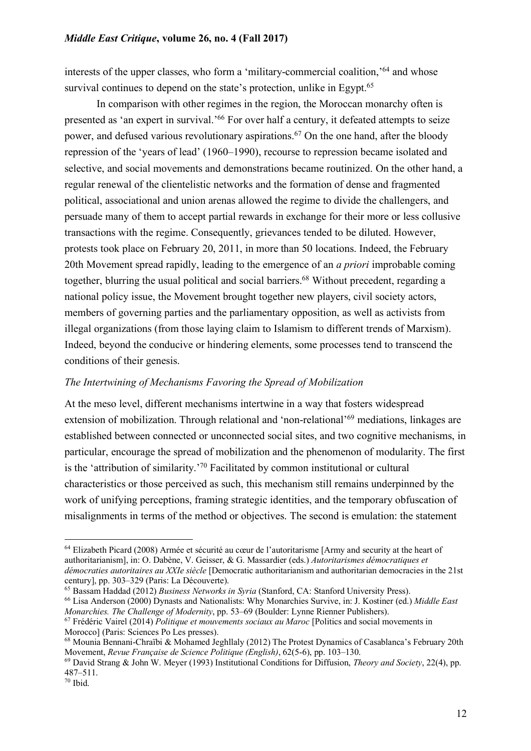interests of the upper classes, who form a 'military-commercial coalition,'[64] and whose survival continues to depend on the state's protection, unlike in Egypt.[65]

In comparison with other regimes in the region, the Moroccan monarchy often is presented as 'an expert in survival.'[66] For over half a century, it defeated attempts to seize power, and defused various revolutionary aspirations.[67] On the one hand, after the bloody repression of the 'years of lead' (1960–1990), recourse to repression became isolated and selective, and social movements and demonstrations became routinized. On the other hand, a regular renewal of the clientelistic networks and the formation of dense and fragmented political, associational and union arenas allowed the regime to divide the challengers, and persuade many of them to accept partial rewards in exchange for their more or less collusive transactions with the regime. Consequently, grievances tended to be diluted. However, protests took place on February 20, 2011, in more than 50 locations. Indeed, the February 20th Movement spread rapidly, leading to the emergence of an *a priori* improbable coming together, blurring the usual political and social barriers.[68] Without precedent, regarding a national policy issue, the Movement brought together new players, civil society actors, members of governing parties and the parliamentary opposition, as well as activists from illegal organizations (from those laying claim to Islamism to different trends of Marxism). Indeed, beyond the conducive or hindering elements, some processes tend to transcend the conditions of their genesis.

*The Intertwining of Mechanisms Favoring the Spread of Mobilization*

At the meso level, different mechanisms intertwine in a way that fosters widespread extension of mobilization. Through relational and 'non-relational'[69] mediations, linkages are established between connected or unconnected social sites, and two cognitive mechanisms, in particular, encourage the spread of mobilization and the phenomenon of modularity. The first is the 'attribution of similarity.'[70] Facilitated by common institutional or cultural characteristics or those perceived as such, this mechanism still remains underpinned by the work of unifying perceptions, framing strategic identities, and the temporary obfuscation of misalignments in terms of the method or objectives. The second is emulation: the statement

---

[64] Elizabeth Picard (2008) Armée et sécurité au cœur de l'autoritarisme [Army and security at the heart of authoritarianism], in: O. Dabène, V. Geisser, & G. Massardier (eds.) *Autoritarismes démocratiques et démocraties autoritaires au XXIe siècle* [Democratic authoritarianism and authoritarian democracies in the 21st century], pp. 303–329 (Paris: La Découverte).

[65] Bassam Haddad (2012) *Business Networks in Syria* (Stanford, CA: Stanford University Press).

[66] Lisa Anderson (2000) Dynasts and Nationalists: Why Monarchies Survive, in: J. Kostiner (ed.) *Middle East Monarchies. The Challenge of Modernity*, pp. 53–69 (Boulder: Lynne Rienner Publishers).

[67] Frédéric Vairel (2014) *Politique et mouvements sociaux au Maroc* [Politics and social movements in Morocco] (Paris: Sciences Po Les presses).

[68] Mounia Bennani-Chraïbi & Mohamed Jeghllaly (2012) The Protest Dynamics of Casablanca's February 20th Movement, *Revue Française de Science Politique (English)*, 62(5-6), pp. 103–130.

[69] David Strang & John W. Meyer (1993) Institutional Conditions for Diffusion, *Theory and Society*, 22(4), pp. 487–511.

[70] Ibid.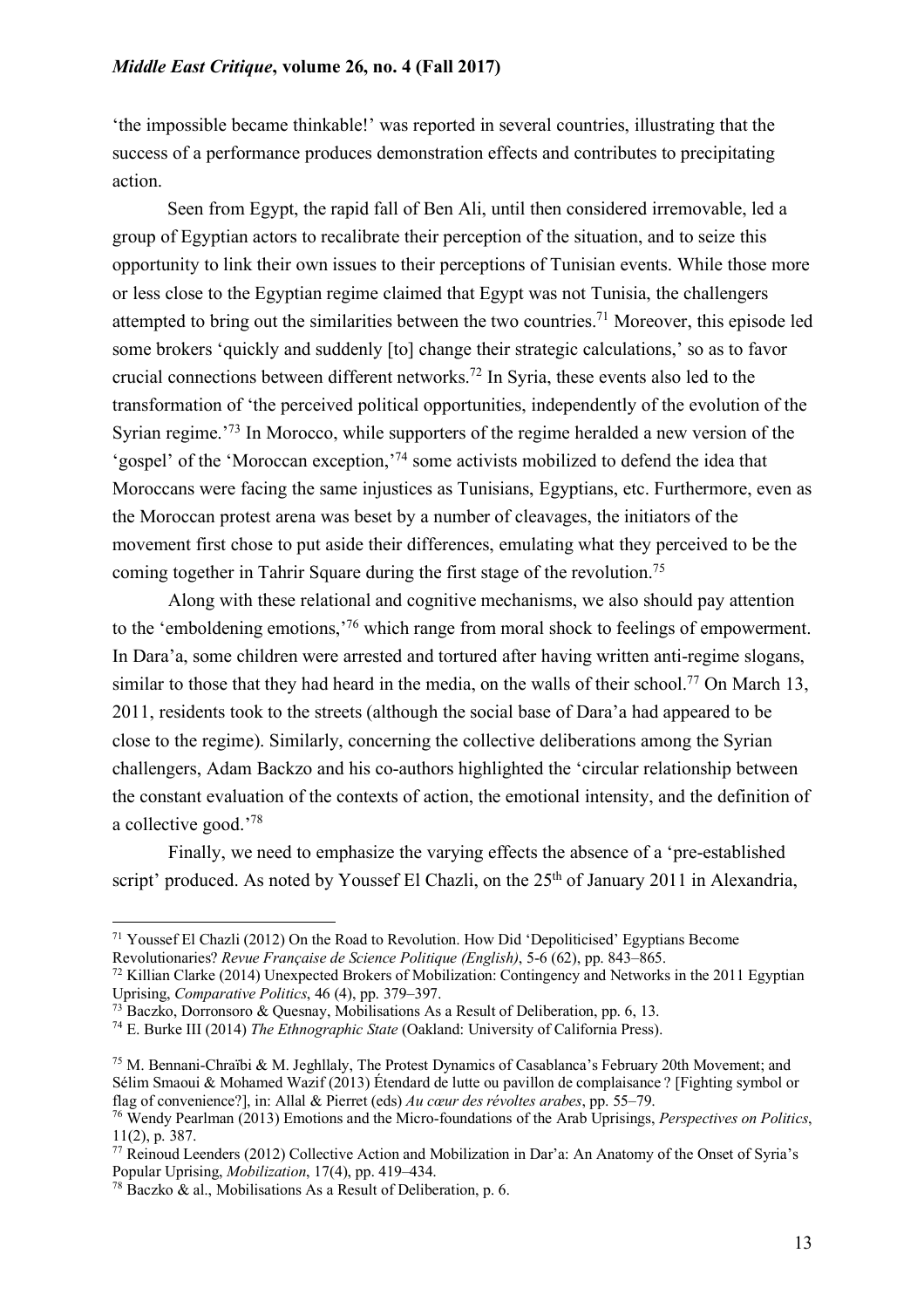'the impossible became thinkable!' was reported in several countries, illustrating that the success of a performance produces demonstration effects and contributes to precipitating action.

Seen from Egypt, the rapid fall of Ben Ali, until then considered irremovable, led a group of Egyptian actors to recalibrate their perception of the situation, and to seize this opportunity to link their own issues to their perceptions of Tunisian events. While those more or less close to the Egyptian regime claimed that Egypt was not Tunisia, the challengers attempted to bring out the similarities between the two countries.[71] Moreover, this episode led some brokers 'quickly and suddenly [to] change their strategic calculations,' so as to favor crucial connections between different networks.[72] In Syria, these events also led to the transformation of 'the perceived political opportunities, independently of the evolution of the Syrian regime.'[73] In Morocco, while supporters of the regime heralded a new version of the 'gospel' of the 'Moroccan exception,'[74] some activists mobilized to defend the idea that Moroccans were facing the same injustices as Tunisians, Egyptians, etc. Furthermore, even as the Moroccan protest arena was beset by a number of cleavages, the initiators of the movement first chose to put aside their differences, emulating what they perceived to be the coming together in Tahrir Square during the first stage of the revolution.[75]

Along with these relational and cognitive mechanisms, we also should pay attention to the 'emboldening emotions,'[76] which range from moral shock to feelings of empowerment. In Dara'a, some children were arrested and tortured after having written anti-regime slogans, similar to those that they had heard in the media, on the walls of their school.[77] On March 13, 2011, residents took to the streets (although the social base of Dara'a had appeared to be close to the regime). Similarly, concerning the collective deliberations among the Syrian challengers, Adam Backzo and his co-authors highlighted the 'circular relationship between the constant evaluation of the contexts of action, the emotional intensity, and the definition of a collective good.'[78]

Finally, we need to emphasize the varying effects the absence of a 'pre-established script' produced. As noted by Youssef El Chazli, on the 25th of January 2011 in Alexandria,

---

[71] Youssef El Chazli (2012) On the Road to Revolution. How Did 'Depoliticised' Egyptians Become Revolutionaries? *Revue Française de Science Politique (English)*, 5-6 (62), pp. 843–865.

[72] Killian Clarke (2014) Unexpected Brokers of Mobilization: Contingency and Networks in the 2011 Egyptian Uprising, *Comparative Politics*, 46 (4), pp. 379–397.

[73] Baczko, Dorronsoro & Quesnay, Mobilisations As a Result of Deliberation, pp. 6, 13.

[74] E. Burke III (2014) *The Ethnographic State* (Oakland: University of California Press).

[75] M. Bennani-Chraïbi & M. Jeghllaly, The Protest Dynamics of Casablanca's February 20th Movement; and Sélim Smaoui & Mohamed Wazif (2013) Étendard de lutte ou pavillon de complaisance ? [Fighting symbol or flag of convenience?], in: Allal & Pierret (eds) *Au cœur des révoltes arabes*, pp. 55–79.

[76] Wendy Pearlman (2013) Emotions and the Micro-foundations of the Arab Uprisings, *Perspectives on Politics*, 11(2), p. 387.

[77] Reinoud Leenders (2012) Collective Action and Mobilization in Dar'a: An Anatomy of the Onset of Syria's Popular Uprising, *Mobilization*, 17(4), pp. 419–434.

[78] Baczko & al., Mobilisations As a Result of Deliberation, p. 6.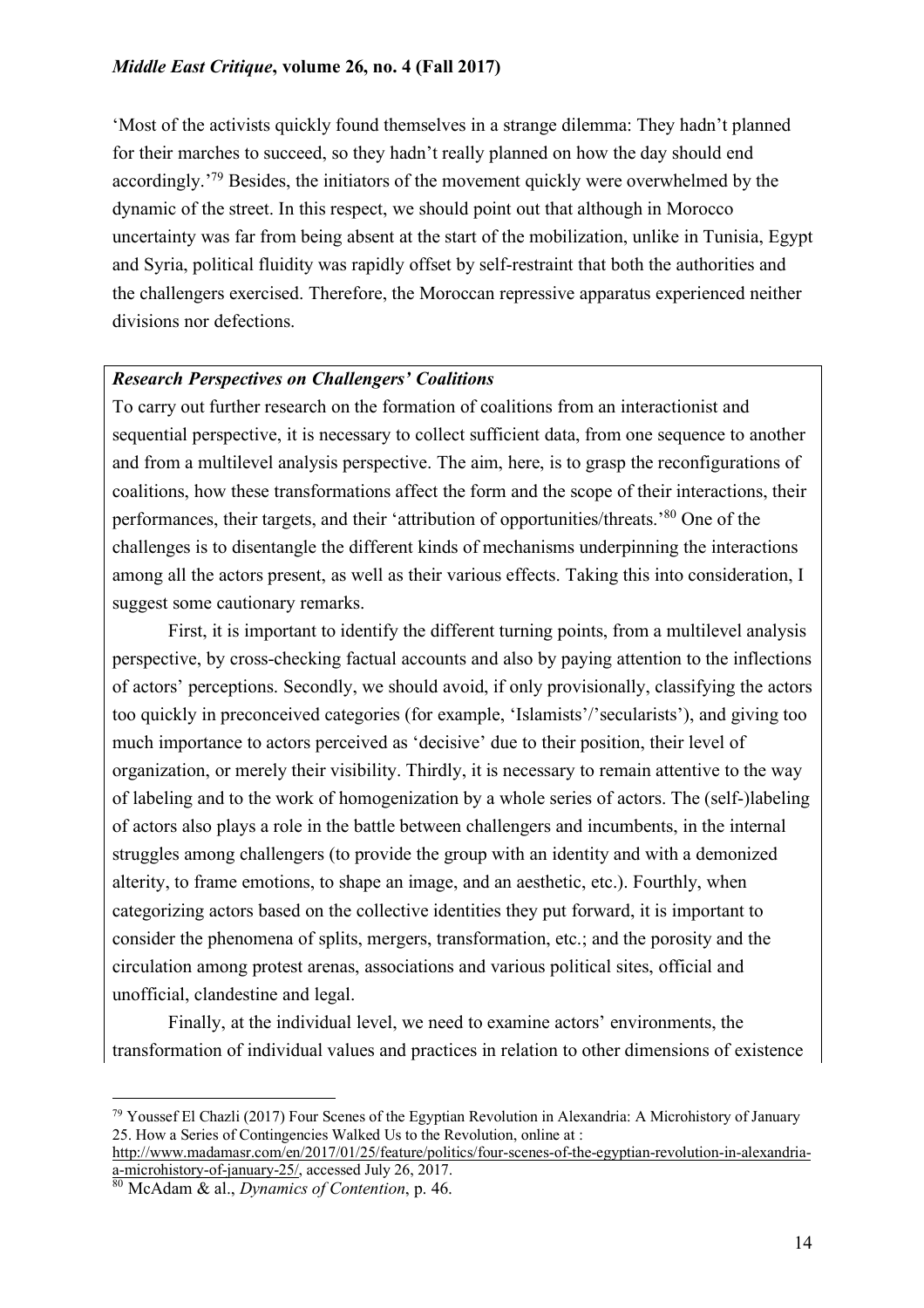'Most of the activists quickly found themselves in a strange dilemma: They hadn't planned for their marches to succeed, so they hadn't really planned on how the day should end accordingly.'[79] Besides, the initiators of the movement quickly were overwhelmed by the dynamic of the street. In this respect, we should point out that although in Morocco uncertainty was far from being absent at the start of the mobilization, unlike in Tunisia, Egypt and Syria, political fluidity was rapidly offset by self-restraint that both the authorities and the challengers exercised. Therefore, the Moroccan repressive apparatus experienced neither divisions nor defections.

***Research Perspectives on Challengers' Coalitions***

To carry out further research on the formation of coalitions from an interactionist and sequential perspective, it is necessary to collect sufficient data, from one sequence to another and from a multilevel analysis perspective. The aim, here, is to grasp the reconfigurations of coalitions, how these transformations affect the form and the scope of their interactions, their performances, their targets, and their 'attribution of opportunities/threats.'[80] One of the challenges is to disentangle the different kinds of mechanisms underpinning the interactions among all the actors present, as well as their various effects. Taking this into consideration, I suggest some cautionary remarks.

First, it is important to identify the different turning points, from a multilevel analysis perspective, by cross-checking factual accounts and also by paying attention to the inflections of actors' perceptions. Secondly, we should avoid, if only provisionally, classifying the actors too quickly in preconceived categories (for example, 'Islamists'/'secularists'), and giving too much importance to actors perceived as 'decisive' due to their position, their level of organization, or merely their visibility. Thirdly, it is necessary to remain attentive to the way of labeling and to the work of homogenization by a whole series of actors. The (self-)labeling of actors also plays a role in the battle between challengers and incumbents, in the internal struggles among challengers (to provide the group with an identity and with a demonized alterity, to frame emotions, to shape an image, and an aesthetic, etc.). Fourthly, when categorizing actors based on the collective identities they put forward, it is important to consider the phenomena of splits, mergers, transformation, etc.; and the porosity and the circulation among protest arenas, associations and various political sites, official and unofficial, clandestine and legal.

Finally, at the individual level, we need to examine actors' environments, the transformation of individual values and practices in relation to other dimensions of existence

---

[79] Youssef El Chazli (2017) Four Scenes of the Egyptian Revolution in Alexandria: A Microhistory of January 25. How a Series of Contingencies Walked Us to the Revolution, online at : http://www.madamasr.com/en/2017/01/25/feature/politics/four-scenes-of-the-egyptian-revolution-in-alexandria-a-microhistory-of-january-25/, accessed July 26, 2017.

[80] McAdam & al., *Dynamics of Contention*, p. 46.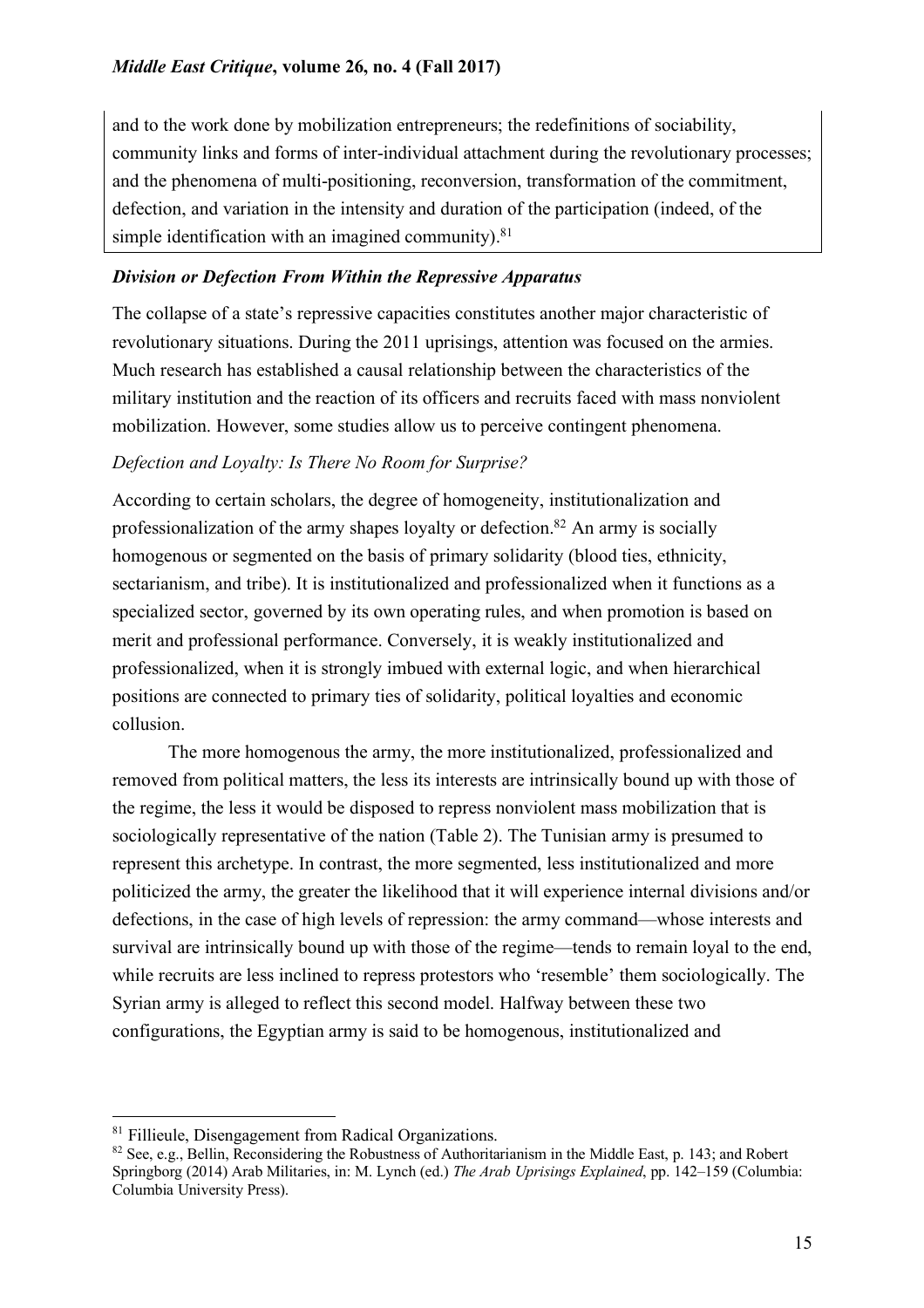and to the work done by mobilization entrepreneurs; the redefinitions of sociability, community links and forms of inter-individual attachment during the revolutionary processes; and the phenomena of multi-positioning, reconversion, transformation of the commitment, defection, and variation in the intensity and duration of the participation (indeed, of the simple identification with an imagined community).[81]

### *Division or Defection From Within the Repressive Apparatus*

The collapse of a state's repressive capacities constitutes another major characteristic of revolutionary situations. During the 2011 uprisings, attention was focused on the armies. Much research has established a causal relationship between the characteristics of the military institution and the reaction of its officers and recruits faced with mass nonviolent mobilization. However, some studies allow us to perceive contingent phenomena.

#### *Defection and Loyalty: Is There No Room for Surprise?*

According to certain scholars, the degree of homogeneity, institutionalization and professionalization of the army shapes loyalty or defection.[82] An army is socially homogenous or segmented on the basis of primary solidarity (blood ties, ethnicity, sectarianism, and tribe). It is institutionalized and professionalized when it functions as a specialized sector, governed by its own operating rules, and when promotion is based on merit and professional performance. Conversely, it is weakly institutionalized and professionalized, when it is strongly imbued with external logic, and when hierarchical positions are connected to primary ties of solidarity, political loyalties and economic collusion.

The more homogenous the army, the more institutionalized, professionalized and removed from political matters, the less its interests are intrinsically bound up with those of the regime, the less it would be disposed to repress nonviolent mass mobilization that is sociologically representative of the nation (Table 2). The Tunisian army is presumed to represent this archetype. In contrast, the more segmented, less institutionalized and more politicized the army, the greater the likelihood that it will experience internal divisions and/or defections, in the case of high levels of repression: the army command—whose interests and survival are intrinsically bound up with those of the regime—tends to remain loyal to the end, while recruits are less inclined to repress protestors who 'resemble' them sociologically. The Syrian army is alleged to reflect this second model. Halfway between these two configurations, the Egyptian army is said to be homogenous, institutionalized and

---

[81] Fillieule, Disengagement from Radical Organizations.

[82] See, e.g., Bellin, Reconsidering the Robustness of Authoritarianism in the Middle East, p. 143; and Robert Springborg (2014) Arab Militaries, in: M. Lynch (ed.) *The Arab Uprisings Explained*, pp. 142–159 (Columbia: Columbia University Press).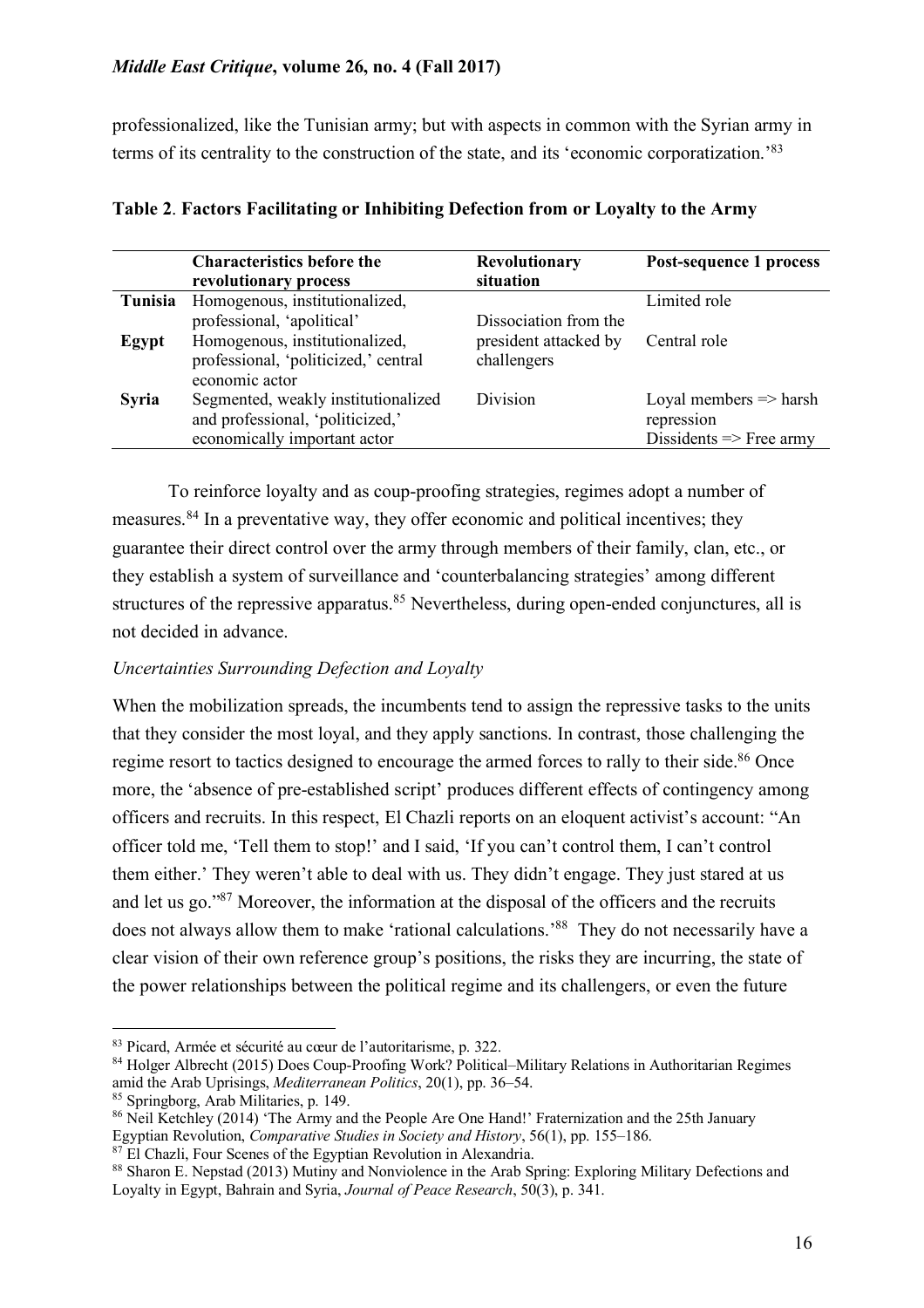professionalized, like the Tunisian army; but with aspects in common with the Syrian army in terms of its centrality to the construction of the state, and its 'economic corporatization.'[83]

**Table 2. Factors Facilitating or Inhibiting Defection from or Loyalty to the Army**

| | Characteristics before the revolutionary process | Revolutionary situation | Post-sequence 1 process |
|---|---|---|---|
| **Tunisia** | Homogenous, institutionalized, professional, 'apolitical' | Dissociation from the president attacked by challengers | Limited role |
| **Egypt** | Homogenous, institutionalized, professional, 'politicized,' central economic actor | | Central role |
| **Syria** | Segmented, weakly institutionalized and professional, 'politicized,' economically important actor | Division | Loyal members => harsh repression<br>Dissidents => Free army |

To reinforce loyalty and as coup-proofing strategies, regimes adopt a number of measures.[84] In a preventative way, they offer economic and political incentives; they guarantee their direct control over the army through members of their family, clan, etc., or they establish a system of surveillance and 'counterbalancing strategies' among different structures of the repressive apparatus.[85] Nevertheless, during open-ended conjunctures, all is not decided in advance.

*Uncertainties Surrounding Defection and Loyalty*

When the mobilization spreads, the incumbents tend to assign the repressive tasks to the units that they consider the most loyal, and they apply sanctions. In contrast, those challenging the regime resort to tactics designed to encourage the armed forces to rally to their side.[86] Once more, the 'absence of pre-established script' produces different effects of contingency among officers and recruits. In this respect, El Chazli reports on an eloquent activist's account: "An officer told me, 'Tell them to stop!' and I said, 'If you can't control them, I can't control them either.' They weren't able to deal with us. They didn't engage. They just stared at us and let us go."[87] Moreover, the information at the disposal of the officers and the recruits does not always allow them to make 'rational calculations.'[88] They do not necessarily have a clear vision of their own reference group's positions, the risks they are incurring, the state of the power relationships between the political regime and its challengers, or even the future

---

[83] Picard, Armée et sécurité au cœur de l'autoritarisme, p. 322.

[84] Holger Albrecht (2015) Does Coup-Proofing Work? Political–Military Relations in Authoritarian Regimes amid the Arab Uprisings, *Mediterranean Politics*, 20(1), pp. 36–54.

[85] Springborg, Arab Militaries, p. 149.

[86] Neil Ketchley (2014) 'The Army and the People Are One Hand!' Fraternization and the 25th January Egyptian Revolution, *Comparative Studies in Society and History*, 56(1), pp. 155–186.

[87] El Chazli, Four Scenes of the Egyptian Revolution in Alexandria.

[88] Sharon E. Nepstad (2013) Mutiny and Nonviolence in the Arab Spring: Exploring Military Defections and Loyalty in Egypt, Bahrain and Syria, *Journal of Peace Research*, 50(3), p. 341.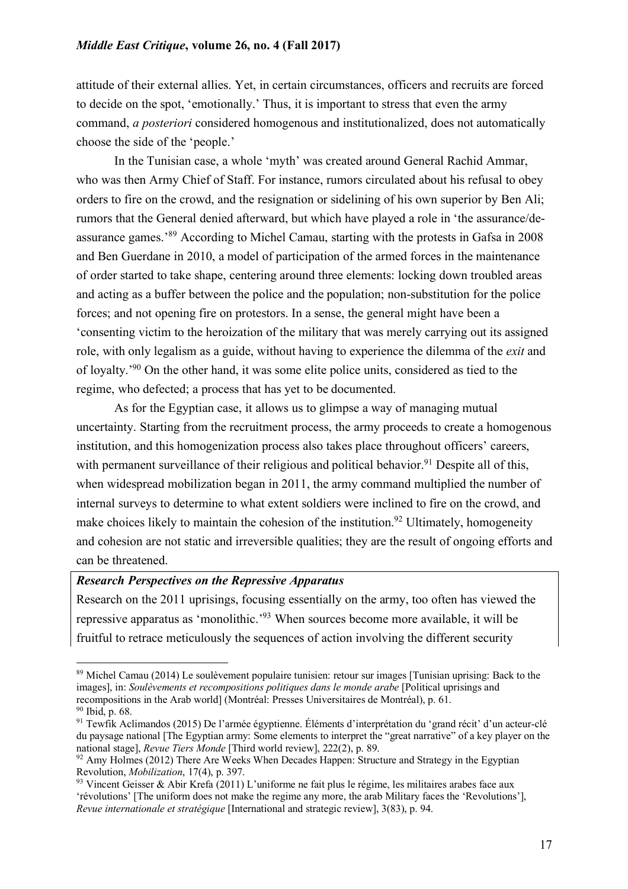attitude of their external allies. Yet, in certain circumstances, officers and recruits are forced to decide on the spot, 'emotionally.' Thus, it is important to stress that even the army command, *a posteriori* considered homogenous and institutionalized, does not automatically choose the side of the 'people.'

In the Tunisian case, a whole 'myth' was created around General Rachid Ammar, who was then Army Chief of Staff. For instance, rumors circulated about his refusal to obey orders to fire on the crowd, and the resignation or sidelining of his own superior by Ben Ali; rumors that the General denied afterward, but which have played a role in 'the assurance/de-assurance games.'[89] According to Michel Camau, starting with the protests in Gafsa in 2008 and Ben Guerdane in 2010, a model of participation of the armed forces in the maintenance of order started to take shape, centering around three elements: locking down troubled areas and acting as a buffer between the police and the population; non-substitution for the police forces; and not opening fire on protestors. In a sense, the general might have been a 'consenting victim to the heroization of the military that was merely carrying out its assigned role, with only legalism as a guide, without having to experience the dilemma of the *exit* and of loyalty.'[90] On the other hand, it was some elite police units, considered as tied to the regime, who defected; a process that has yet to be documented.

As for the Egyptian case, it allows us to glimpse a way of managing mutual uncertainty. Starting from the recruitment process, the army proceeds to create a homogenous institution, and this homogenization process also takes place throughout officers' careers, with permanent surveillance of their religious and political behavior.[91] Despite all of this, when widespread mobilization began in 2011, the army command multiplied the number of internal surveys to determine to what extent soldiers were inclined to fire on the crowd, and make choices likely to maintain the cohesion of the institution.[92] Ultimately, homogeneity and cohesion are not static and irreversible qualities; they are the result of ongoing efforts and can be threatened.

***Research Perspectives on the Repressive Apparatus***

Research on the 2011 uprisings, focusing essentially on the army, too often has viewed the repressive apparatus as 'monolithic.'[93] When sources become more available, it will be fruitful to retrace meticulously the sequences of action involving the different security

---

[89] Michel Camau (2014) Le soulèvement populaire tunisien: retour sur images [Tunisian uprising: Back to the images], in: *Soulèvements et recompositions politiques dans le monde arabe* [Political uprisings and recompositions in the Arab world] (Montréal: Presses Universitaires de Montréal), p. 61.

[90] Ibid, p. 68.

[91] Tewfik Aclimandos (2015) De l'armée égyptienne. Éléments d'interprétation du 'grand récit' d'un acteur-clé du paysage national [The Egyptian army: Some elements to interpret the "great narrative" of a key player on the national stage], *Revue Tiers Monde* [Third world review], 222(2), p. 89.

[92] Amy Holmes (2012) There Are Weeks When Decades Happen: Structure and Strategy in the Egyptian Revolution, *Mobilization*, 17(4), p. 397.

[93] Vincent Geisser & Abir Krefa (2011) L'uniforme ne fait plus le régime, les militaires arabes face aux 'révolutions' [The uniform does not make the regime any more, the arab Military faces the 'Revolutions'], *Revue internationale et stratégique* [International and strategic review], 3(83), p. 94.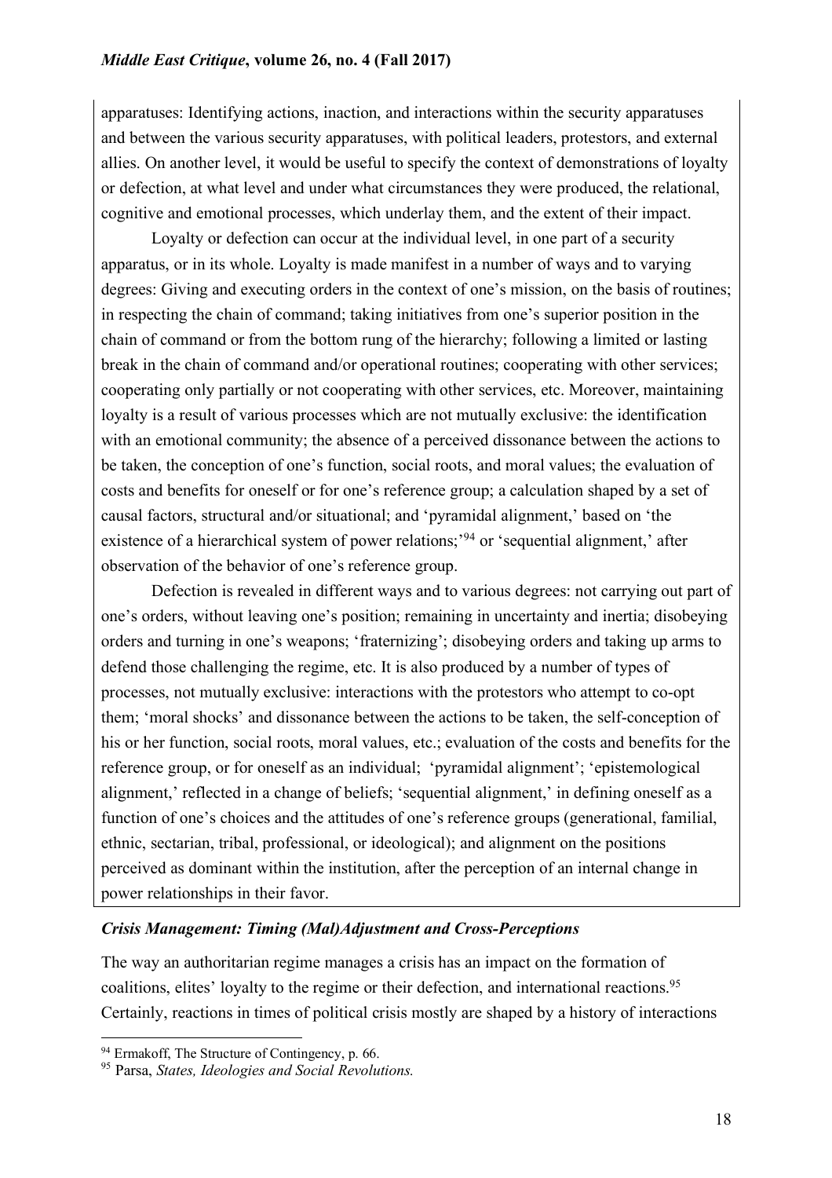apparatuses: Identifying actions, inaction, and interactions within the security apparatuses and between the various security apparatuses, with political leaders, protestors, and external allies. On another level, it would be useful to specify the context of demonstrations of loyalty or defection, at what level and under what circumstances they were produced, the relational, cognitive and emotional processes, which underlay them, and the extent of their impact.

Loyalty or defection can occur at the individual level, in one part of a security apparatus, or in its whole. Loyalty is made manifest in a number of ways and to varying degrees: Giving and executing orders in the context of one's mission, on the basis of routines; in respecting the chain of command; taking initiatives from one's superior position in the chain of command or from the bottom rung of the hierarchy; following a limited or lasting break in the chain of command and/or operational routines; cooperating with other services; cooperating only partially or not cooperating with other services, etc. Moreover, maintaining loyalty is a result of various processes which are not mutually exclusive: the identification with an emotional community; the absence of a perceived dissonance between the actions to be taken, the conception of one's function, social roots, and moral values; the evaluation of costs and benefits for oneself or for one's reference group; a calculation shaped by a set of causal factors, structural and/or situational; and 'pyramidal alignment,' based on 'the existence of a hierarchical system of power relations;'[94] or 'sequential alignment,' after observation of the behavior of one's reference group.

Defection is revealed in different ways and to various degrees: not carrying out part of one's orders, without leaving one's position; remaining in uncertainty and inertia; disobeying orders and turning in one's weapons; 'fraternizing'; disobeying orders and taking up arms to defend those challenging the regime, etc. It is also produced by a number of types of processes, not mutually exclusive: interactions with the protestors who attempt to co-opt them; 'moral shocks' and dissonance between the actions to be taken, the self-conception of his or her function, social roots, moral values, etc.; evaluation of the costs and benefits for the reference group, or for oneself as an individual; 'pyramidal alignment'; 'epistemological alignment,' reflected in a change of beliefs; 'sequential alignment,' in defining oneself as a function of one's choices and the attitudes of one's reference groups (generational, familial, ethnic, sectarian, tribal, professional, or ideological); and alignment on the positions perceived as dominant within the institution, after the perception of an internal change in power relationships in their favor.

### *Crisis Management: Timing (Mal)Adjustment and Cross-Perceptions*

The way an authoritarian regime manages a crisis has an impact on the formation of coalitions, elites' loyalty to the regime or their defection, and international reactions.[95] Certainly, reactions in times of political crisis mostly are shaped by a history of interactions

[94] Ermakoff, The Structure of Contingency, p. 66.

[95] Parsa, *States, Ideologies and Social Revolutions.*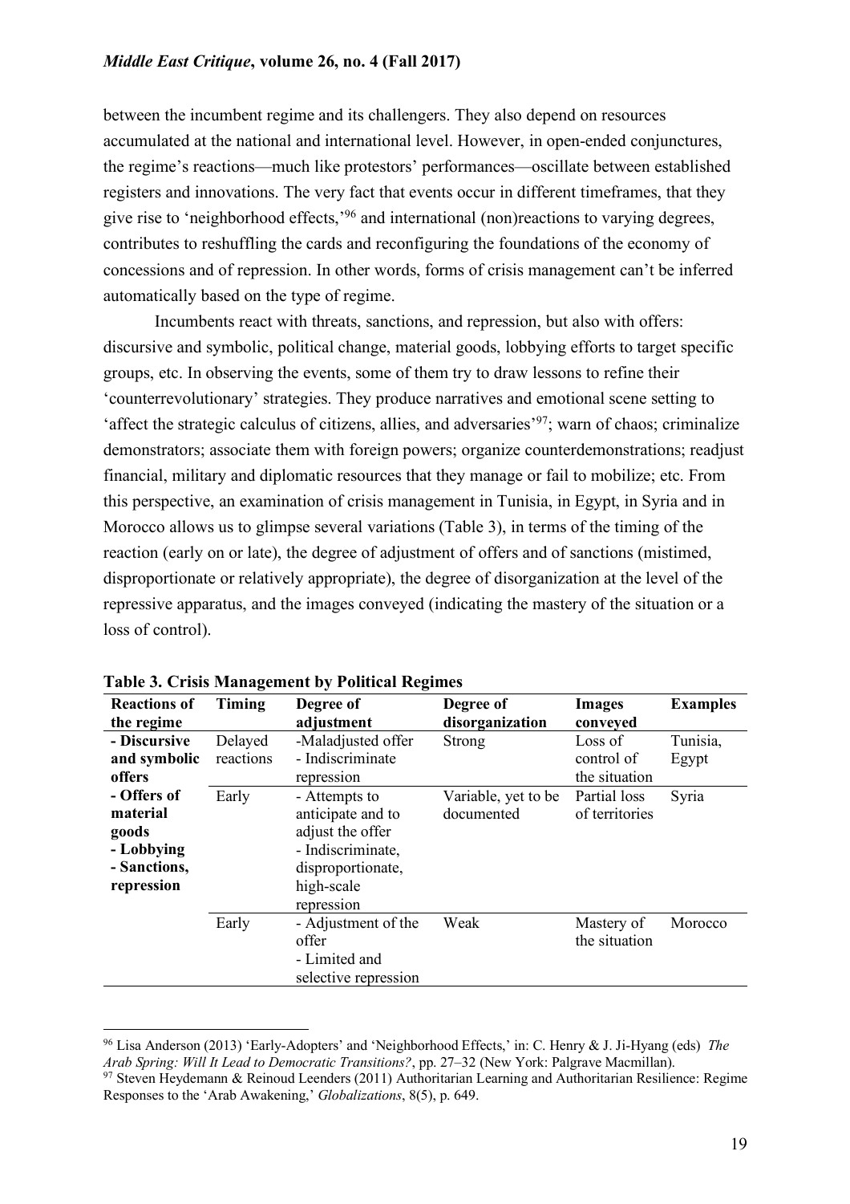between the incumbent regime and its challengers. They also depend on resources accumulated at the national and international level. However, in open-ended conjunctures, the regime's reactions—much like protestors' performances—oscillate between established registers and innovations. The very fact that events occur in different timeframes, that they give rise to 'neighborhood effects,'[96] and international (non)reactions to varying degrees, contributes to reshuffling the cards and reconfiguring the foundations of the economy of concessions and of repression. In other words, forms of crisis management can't be inferred automatically based on the type of regime.

Incumbents react with threats, sanctions, and repression, but also with offers: discursive and symbolic, political change, material goods, lobbying efforts to target specific groups, etc. In observing the events, some of them try to draw lessons to refine their 'counterrevolutionary' strategies. They produce narratives and emotional scene setting to 'affect the strategic calculus of citizens, allies, and adversaries'[97]; warn of chaos; criminalize demonstrators; associate them with foreign powers; organize counterdemonstrations; readjust financial, military and diplomatic resources that they manage or fail to mobilize; etc. From this perspective, an examination of crisis management in Tunisia, in Egypt, in Syria and in Morocco allows us to glimpse several variations (Table 3), in terms of the timing of the reaction (early on or late), the degree of adjustment of offers and of sanctions (mistimed, disproportionate or relatively appropriate), the degree of disorganization at the level of the repressive apparatus, and the images conveyed (indicating the mastery of the situation or a loss of control).

**Table 3. Crisis Management by Political Regimes**

| Reactions of the regime | Timing | Degree of adjustment | Degree of disorganization | Images conveyed | Examples |
|---|---|---|---|---|---|
| **- Discursive and symbolic offers** **- Offers of material goods** **- Lobbying** **- Sanctions, repression** | Delayed reactions | -Maladjusted offer - Indiscriminate repression | Strong | Loss of control of the situation | Tunisia, Egypt |
| | Early | - Attempts to anticipate and to adjust the offer - Indiscriminate, disproportionate, high-scale repression | Variable, yet to be documented | Partial loss of territories | Syria |
| | Early | - Adjustment of the offer - Limited and selective repression | Weak | Mastery of the situation | Morocco |

[96] Lisa Anderson (2013) 'Early-Adopters' and 'Neighborhood Effects,' in: C. Henry & J. Ji-Hyang (eds) *The Arab Spring: Will It Lead to Democratic Transitions?*, pp. 27–32 (New York: Palgrave Macmillan).

[97] Steven Heydemann & Reinoud Leenders (2011) Authoritarian Learning and Authoritarian Resilience: Regime Responses to the 'Arab Awakening,' *Globalizations*, 8(5), p. 649.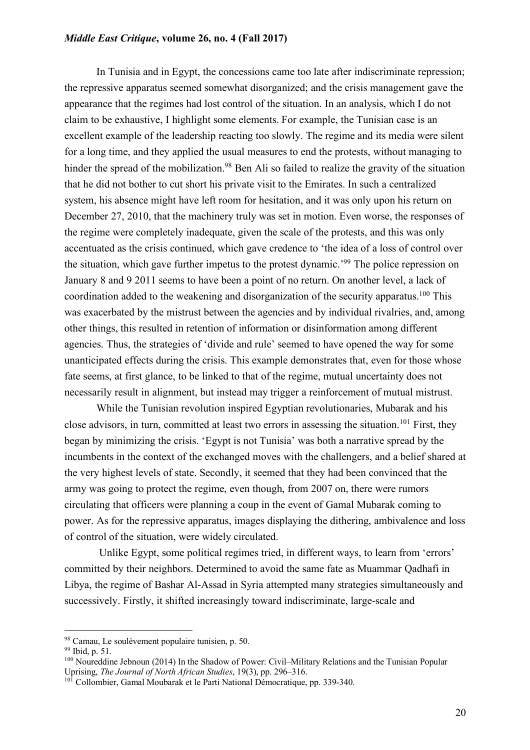In Tunisia and in Egypt, the concessions came too late after indiscriminate repression; the repressive apparatus seemed somewhat disorganized; and the crisis management gave the appearance that the regimes had lost control of the situation. In an analysis, which I do not claim to be exhaustive, I highlight some elements. For example, the Tunisian case is an excellent example of the leadership reacting too slowly. The regime and its media were silent for a long time, and they applied the usual measures to end the protests, without managing to hinder the spread of the mobilization.[98] Ben Ali so failed to realize the gravity of the situation that he did not bother to cut short his private visit to the Emirates. In such a centralized system, his absence might have left room for hesitation, and it was only upon his return on December 27, 2010, that the machinery truly was set in motion. Even worse, the responses of the regime were completely inadequate, given the scale of the protests, and this was only accentuated as the crisis continued, which gave credence to 'the idea of a loss of control over the situation, which gave further impetus to the protest dynamic.'[99] The police repression on January 8 and 9 2011 seems to have been a point of no return. On another level, a lack of coordination added to the weakening and disorganization of the security apparatus.[100] This was exacerbated by the mistrust between the agencies and by individual rivalries, and, among other things, this resulted in retention of information or disinformation among different agencies. Thus, the strategies of 'divide and rule' seemed to have opened the way for some unanticipated effects during the crisis. This example demonstrates that, even for those whose fate seems, at first glance, to be linked to that of the regime, mutual uncertainty does not necessarily result in alignment, but instead may trigger a reinforcement of mutual mistrust.

While the Tunisian revolution inspired Egyptian revolutionaries, Mubarak and his close advisors, in turn, committed at least two errors in assessing the situation.[101] First, they began by minimizing the crisis. 'Egypt is not Tunisia' was both a narrative spread by the incumbents in the context of the exchanged moves with the challengers, and a belief shared at the very highest levels of state. Secondly, it seemed that they had been convinced that the army was going to protect the regime, even though, from 2007 on, there were rumors circulating that officers were planning a coup in the event of Gamal Mubarak coming to power. As for the repressive apparatus, images displaying the dithering, ambivalence and loss of control of the situation, were widely circulated.

Unlike Egypt, some political regimes tried, in different ways, to learn from 'errors' committed by their neighbors. Determined to avoid the same fate as Muammar Qadhafi in Libya, the regime of Bashar Al-Assad in Syria attempted many strategies simultaneously and successively. Firstly, it shifted increasingly toward indiscriminate, large-scale and

---

[98] Camau, Le soulèvement populaire tunisien, p. 50.

[99] Ibid, p. 51.

[100] Noureddine Jebnoun (2014) In the Shadow of Power: Civil–Military Relations and the Tunisian Popular Uprising, *The Journal of North African Studies*, 19(3), pp. 296–316.

[101] Collombier, Gamal Moubarak et le Parti National Démocratique, pp. 339-340.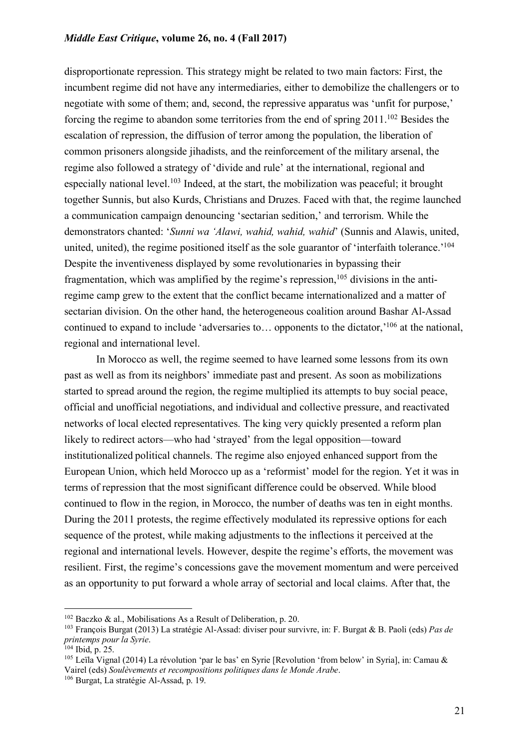disproportionate repression. This strategy might be related to two main factors: First, the incumbent regime did not have any intermediaries, either to demobilize the challengers or to negotiate with some of them; and, second, the repressive apparatus was 'unfit for purpose,' forcing the regime to abandon some territories from the end of spring 2011.[102] Besides the escalation of repression, the diffusion of terror among the population, the liberation of common prisoners alongside jihadists, and the reinforcement of the military arsenal, the regime also followed a strategy of 'divide and rule' at the international, regional and especially national level.[103] Indeed, at the start, the mobilization was peaceful; it brought together Sunnis, but also Kurds, Christians and Druzes. Faced with that, the regime launched a communication campaign denouncing 'sectarian sedition,' and terrorism. While the demonstrators chanted: '*Sunni wa 'Alawi, wahid, wahid, wahid*' (Sunnis and Alawis, united, united, united), the regime positioned itself as the sole guarantor of 'interfaith tolerance.'[104] Despite the inventiveness displayed by some revolutionaries in bypassing their fragmentation, which was amplified by the regime's repression,[105] divisions in the anti-regime camp grew to the extent that the conflict became internationalized and a matter of sectarian division. On the other hand, the heterogeneous coalition around Bashar Al-Assad continued to expand to include 'adversaries to… opponents to the dictator,'[106] at the national, regional and international level.

In Morocco as well, the regime seemed to have learned some lessons from its own past as well as from its neighbors' immediate past and present. As soon as mobilizations started to spread around the region, the regime multiplied its attempts to buy social peace, official and unofficial negotiations, and individual and collective pressure, and reactivated networks of local elected representatives. The king very quickly presented a reform plan likely to redirect actors—who had 'strayed' from the legal opposition—toward institutionalized political channels. The regime also enjoyed enhanced support from the European Union, which held Morocco up as a 'reformist' model for the region. Yet it was in terms of repression that the most significant difference could be observed. While blood continued to flow in the region, in Morocco, the number of deaths was ten in eight months. During the 2011 protests, the regime effectively modulated its repressive options for each sequence of the protest, while making adjustments to the inflections it perceived at the regional and international levels. However, despite the regime's efforts, the movement was resilient. First, the regime's concessions gave the movement momentum and were perceived as an opportunity to put forward a whole array of sectorial and local claims. After that, the

---

[102] Baczko & al., Mobilisations As a Result of Deliberation, p. 20.

[103] François Burgat (2013) La stratégie Al-Assad: diviser pour survivre, in: F. Burgat & B. Paoli (eds) *Pas de printemps pour la Syrie*.

[104] Ibid, p. 25.

[105] Leïla Vignal (2014) La révolution 'par le bas' en Syrie [Revolution 'from below' in Syria], in: Camau & Vairel (eds) *Soulèvements et recompositions politiques dans le Monde Arabe*.

[106] Burgat, La stratégie Al-Assad, p. 19.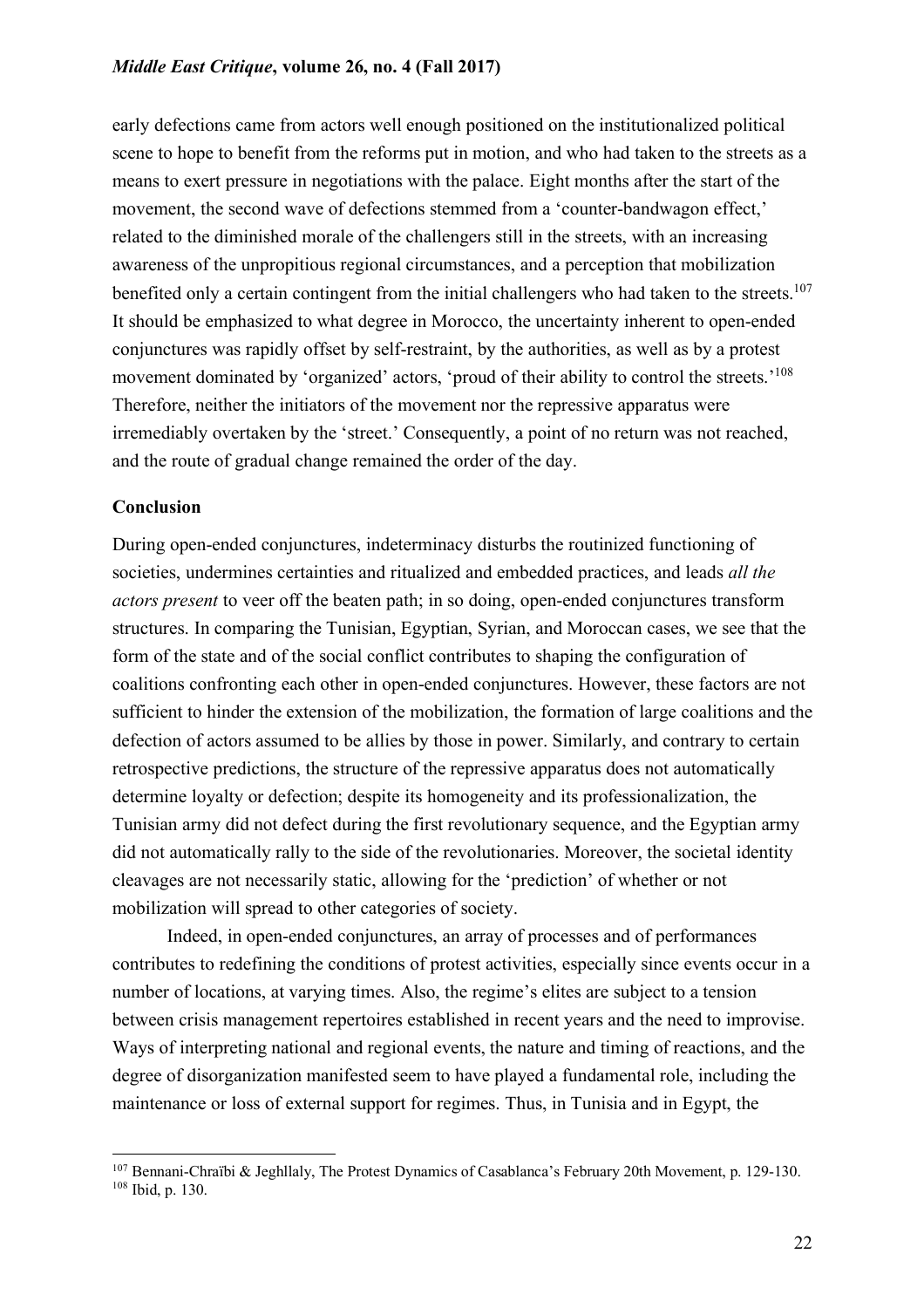early defections came from actors well enough positioned on the institutionalized political scene to hope to benefit from the reforms put in motion, and who had taken to the streets as a means to exert pressure in negotiations with the palace. Eight months after the start of the movement, the second wave of defections stemmed from a 'counter-bandwagon effect,' related to the diminished morale of the challengers still in the streets, with an increasing awareness of the unpropitious regional circumstances, and a perception that mobilization benefited only a certain contingent from the initial challengers who had taken to the streets.[107] It should be emphasized to what degree in Morocco, the uncertainty inherent to open-ended conjunctures was rapidly offset by self-restraint, by the authorities, as well as by a protest movement dominated by 'organized' actors, 'proud of their ability to control the streets.'[108] Therefore, neither the initiators of the movement nor the repressive apparatus were irremediably overtaken by the 'street.' Consequently, a point of no return was not reached, and the route of gradual change remained the order of the day.

## Conclusion

During open-ended conjunctures, indeterminacy disturbs the routinized functioning of societies, undermines certainties and ritualized and embedded practices, and leads *all the actors present* to veer off the beaten path; in so doing, open-ended conjunctures transform structures. In comparing the Tunisian, Egyptian, Syrian, and Moroccan cases, we see that the form of the state and of the social conflict contributes to shaping the configuration of coalitions confronting each other in open-ended conjunctures. However, these factors are not sufficient to hinder the extension of the mobilization, the formation of large coalitions and the defection of actors assumed to be allies by those in power. Similarly, and contrary to certain retrospective predictions, the structure of the repressive apparatus does not automatically determine loyalty or defection; despite its homogeneity and its professionalization, the Tunisian army did not defect during the first revolutionary sequence, and the Egyptian army did not automatically rally to the side of the revolutionaries. Moreover, the societal identity cleavages are not necessarily static, allowing for the 'prediction' of whether or not mobilization will spread to other categories of society.

Indeed, in open-ended conjunctures, an array of processes and of performances contributes to redefining the conditions of protest activities, especially since events occur in a number of locations, at varying times. Also, the regime's elites are subject to a tension between crisis management repertoires established in recent years and the need to improvise. Ways of interpreting national and regional events, the nature and timing of reactions, and the degree of disorganization manifested seem to have played a fundamental role, including the maintenance or loss of external support for regimes. Thus, in Tunisia and in Egypt, the

[107] Bennani-Chraïbi & Jeghllaly, The Protest Dynamics of Casablanca's February 20th Movement, p. 129-130.
[108] Ibid, p. 130.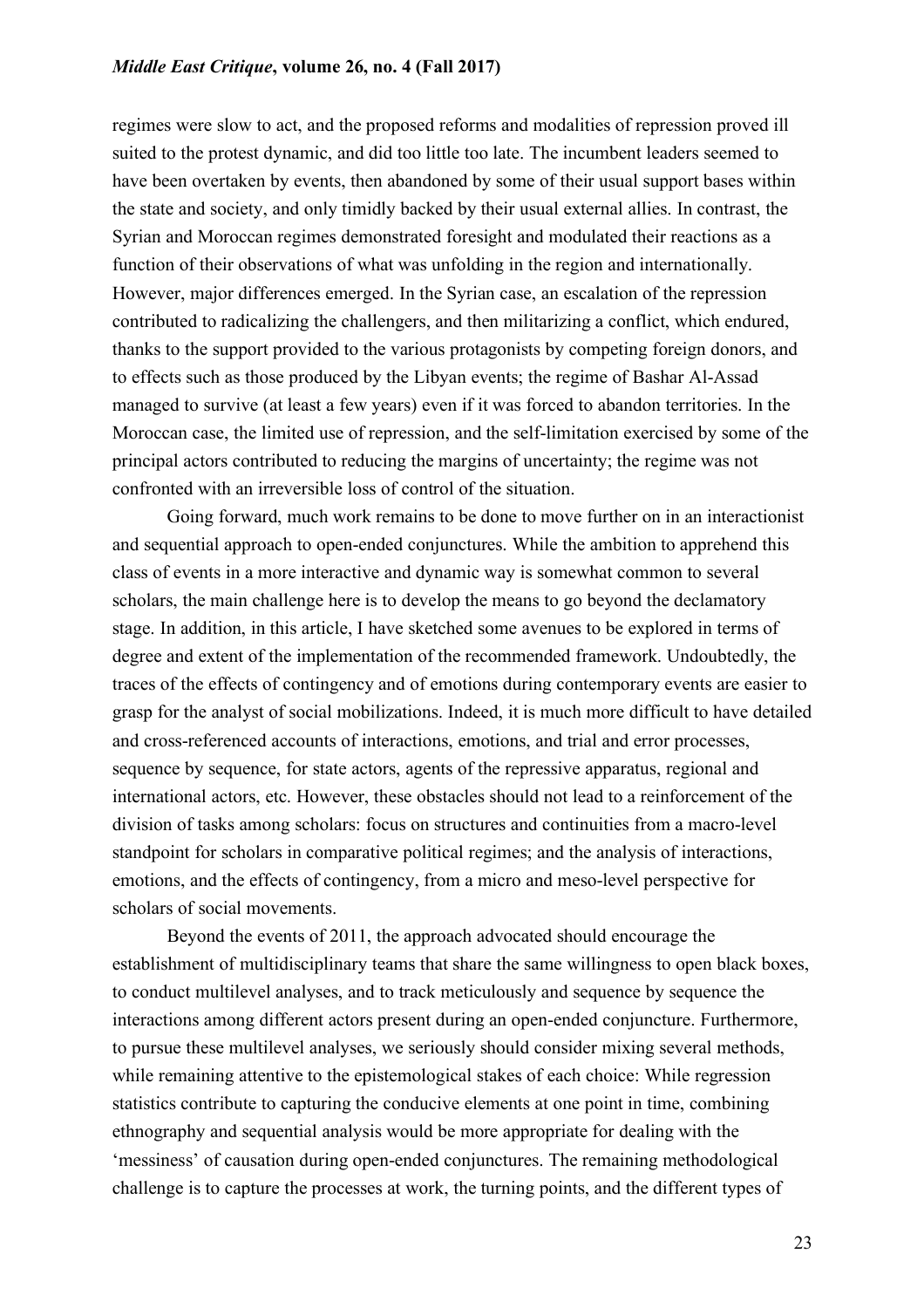regimes were slow to act, and the proposed reforms and modalities of repression proved ill suited to the protest dynamic, and did too little too late. The incumbent leaders seemed to have been overtaken by events, then abandoned by some of their usual support bases within the state and society, and only timidly backed by their usual external allies. In contrast, the Syrian and Moroccan regimes demonstrated foresight and modulated their reactions as a function of their observations of what was unfolding in the region and internationally. However, major differences emerged. In the Syrian case, an escalation of the repression contributed to radicalizing the challengers, and then militarizing a conflict, which endured, thanks to the support provided to the various protagonists by competing foreign donors, and to effects such as those produced by the Libyan events; the regime of Bashar Al-Assad managed to survive (at least a few years) even if it was forced to abandon territories. In the Moroccan case, the limited use of repression, and the self-limitation exercised by some of the principal actors contributed to reducing the margins of uncertainty; the regime was not confronted with an irreversible loss of control of the situation.

Going forward, much work remains to be done to move further on in an interactionist and sequential approach to open-ended conjunctures. While the ambition to apprehend this class of events in a more interactive and dynamic way is somewhat common to several scholars, the main challenge here is to develop the means to go beyond the declamatory stage. In addition, in this article, I have sketched some avenues to be explored in terms of degree and extent of the implementation of the recommended framework. Undoubtedly, the traces of the effects of contingency and of emotions during contemporary events are easier to grasp for the analyst of social mobilizations. Indeed, it is much more difficult to have detailed and cross-referenced accounts of interactions, emotions, and trial and error processes, sequence by sequence, for state actors, agents of the repressive apparatus, regional and international actors, etc. However, these obstacles should not lead to a reinforcement of the division of tasks among scholars: focus on structures and continuities from a macro-level standpoint for scholars in comparative political regimes; and the analysis of interactions, emotions, and the effects of contingency, from a micro and meso-level perspective for scholars of social movements.

Beyond the events of 2011, the approach advocated should encourage the establishment of multidisciplinary teams that share the same willingness to open black boxes, to conduct multilevel analyses, and to track meticulously and sequence by sequence the interactions among different actors present during an open-ended conjuncture. Furthermore, to pursue these multilevel analyses, we seriously should consider mixing several methods, while remaining attentive to the epistemological stakes of each choice: While regression statistics contribute to capturing the conducive elements at one point in time, combining ethnography and sequential analysis would be more appropriate for dealing with the 'messiness' of causation during open-ended conjunctures. The remaining methodological challenge is to capture the processes at work, the turning points, and the different types of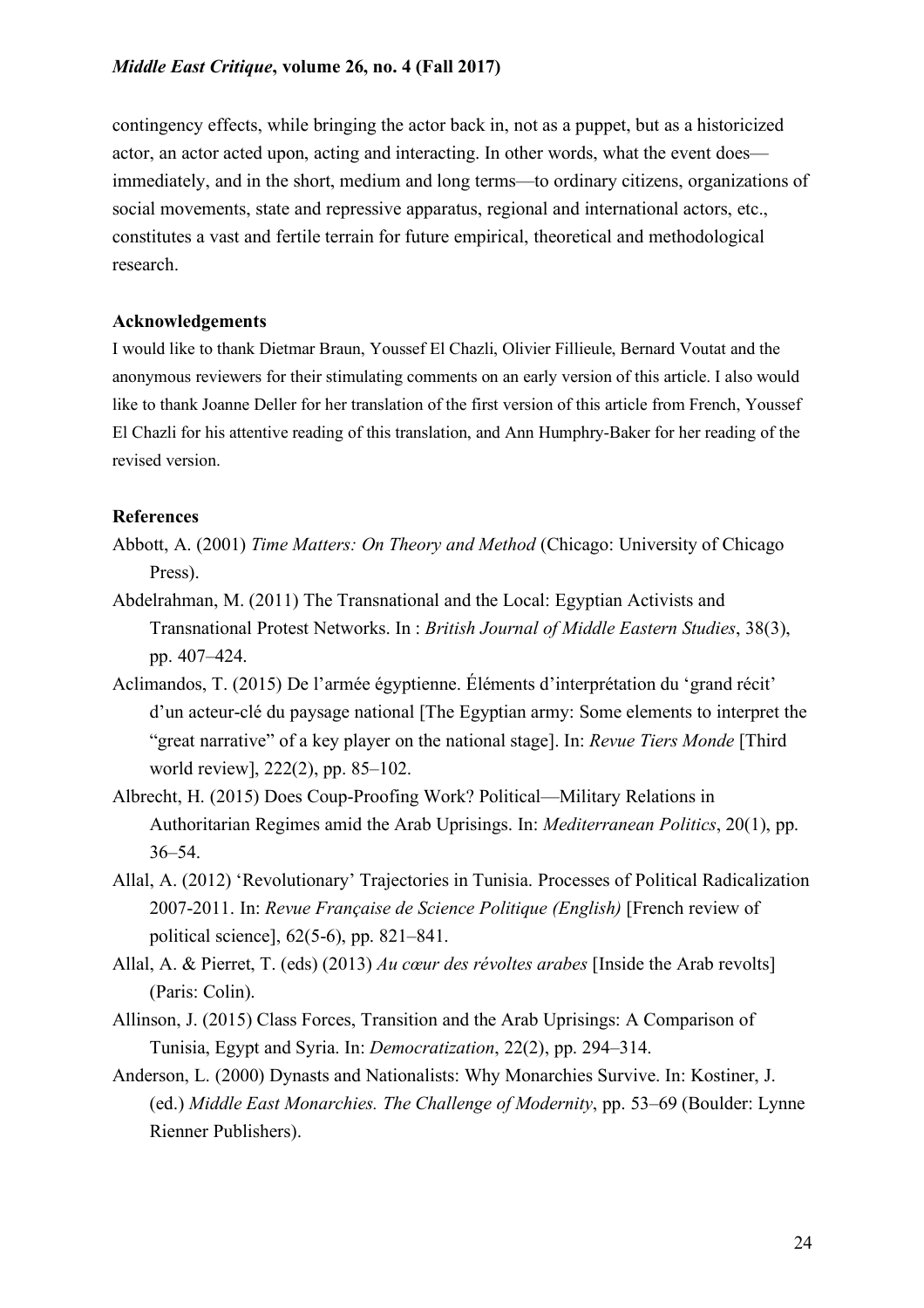contingency effects, while bringing the actor back in, not as a puppet, but as a historicized actor, an actor acted upon, acting and interacting. In other words, what the event does—immediately, and in the short, medium and long terms—to ordinary citizens, organizations of social movements, state and repressive apparatus, regional and international actors, etc., constitutes a vast and fertile terrain for future empirical, theoretical and methodological research.

**Acknowledgements**

I would like to thank Dietmar Braun, Youssef El Chazli, Olivier Fillieule, Bernard Voutat and the anonymous reviewers for their stimulating comments on an early version of this article. I also would like to thank Joanne Deller for her translation of the first version of this article from French, Youssef El Chazli for his attentive reading of this translation, and Ann Humphry-Baker for her reading of the revised version.

**References**

Abbott, A. (2001) *Time Matters: On Theory and Method* (Chicago: University of Chicago Press).

Abdelrahman, M. (2011) The Transnational and the Local: Egyptian Activists and Transnational Protest Networks. In : *British Journal of Middle Eastern Studies*, 38(3), pp. 407–424.

Aclimandos, T. (2015) De l'armée égyptienne. Éléments d'interprétation du 'grand récit' d'un acteur-clé du paysage national [The Egyptian army: Some elements to interpret the "great narrative" of a key player on the national stage]. In: *Revue Tiers Monde* [Third world review], 222(2), pp. 85–102.

Albrecht, H. (2015) Does Coup-Proofing Work? Political—Military Relations in Authoritarian Regimes amid the Arab Uprisings. In: *Mediterranean Politics*, 20(1), pp. 36–54.

Allal, A. (2012) 'Revolutionary' Trajectories in Tunisia. Processes of Political Radicalization 2007-2011. In: *Revue Française de Science Politique (English)* [French review of political science], 62(5-6), pp. 821–841.

Allal, A. & Pierret, T. (eds) (2013) *Au cœur des révoltes arabes* [Inside the Arab revolts] (Paris: Colin).

Allinson, J. (2015) Class Forces, Transition and the Arab Uprisings: A Comparison of Tunisia, Egypt and Syria. In: *Democratization*, 22(2), pp. 294–314.

Anderson, L. (2000) Dynasts and Nationalists: Why Monarchies Survive. In: Kostiner, J. (ed.) *Middle East Monarchies. The Challenge of Modernity*, pp. 53–69 (Boulder: Lynne Rienner Publishers).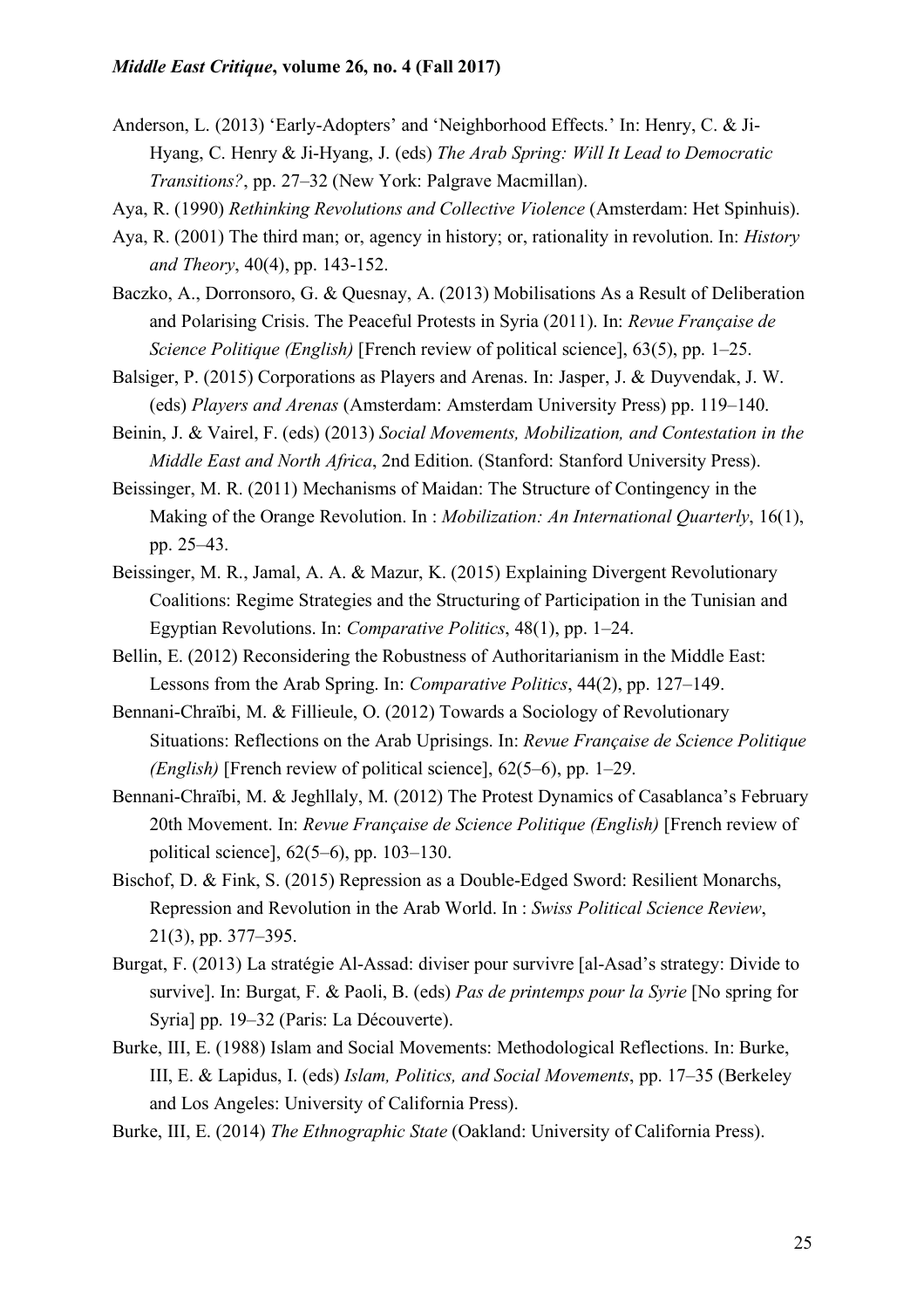Anderson, L. (2013) 'Early-Adopters' and 'Neighborhood Effects.' In: Henry, C. & Ji-Hyang, C. Henry & Ji-Hyang, J. (eds) *The Arab Spring: Will It Lead to Democratic Transitions?*, pp. 27–32 (New York: Palgrave Macmillan).

Aya, R. (1990) *Rethinking Revolutions and Collective Violence* (Amsterdam: Het Spinhuis).

Aya, R. (2001) The third man; or, agency in history; or, rationality in revolution. In: *History and Theory*, 40(4), pp. 143-152.

Baczko, A., Dorronsoro, G. & Quesnay, A. (2013) Mobilisations As a Result of Deliberation and Polarising Crisis. The Peaceful Protests in Syria (2011). In: *Revue Française de Science Politique (English)* [French review of political science], 63(5), pp. 1–25.

Balsiger, P. (2015) Corporations as Players and Arenas. In: Jasper, J. & Duyvendak, J. W. (eds) *Players and Arenas* (Amsterdam: Amsterdam University Press) pp. 119–140.

Beinin, J. & Vairel, F. (eds) (2013) *Social Movements, Mobilization, and Contestation in the Middle East and North Africa*, 2nd Edition. (Stanford: Stanford University Press).

Beissinger, M. R. (2011) Mechanisms of Maidan: The Structure of Contingency in the Making of the Orange Revolution. In : *Mobilization: An International Quarterly*, 16(1), pp. 25–43.

Beissinger, M. R., Jamal, A. A. & Mazur, K. (2015) Explaining Divergent Revolutionary Coalitions: Regime Strategies and the Structuring of Participation in the Tunisian and Egyptian Revolutions. In: *Comparative Politics*, 48(1), pp. 1–24.

Bellin, E. (2012) Reconsidering the Robustness of Authoritarianism in the Middle East: Lessons from the Arab Spring. In: *Comparative Politics*, 44(2), pp. 127–149.

Bennani-Chraïbi, M. & Fillieule, O. (2012) Towards a Sociology of Revolutionary Situations: Reflections on the Arab Uprisings. In: *Revue Française de Science Politique (English)* [French review of political science], 62(5–6), pp. 1–29.

Bennani-Chraïbi, M. & Jeghllaly, M. (2012) The Protest Dynamics of Casablanca's February 20th Movement. In: *Revue Française de Science Politique (English)* [French review of political science], 62(5–6), pp. 103–130.

Bischof, D. & Fink, S. (2015) Repression as a Double-Edged Sword: Resilient Monarchs, Repression and Revolution in the Arab World. In : *Swiss Political Science Review*, 21(3), pp. 377–395.

Burgat, F. (2013) La stratégie Al-Assad: diviser pour survivre [al-Asad's strategy: Divide to survive]. In: Burgat, F. & Paoli, B. (eds) *Pas de printemps pour la Syrie* [No spring for Syria] pp. 19–32 (Paris: La Découverte).

Burke, III, E. (1988) Islam and Social Movements: Methodological Reflections. In: Burke, III, E. & Lapidus, I. (eds) *Islam, Politics, and Social Movements*, pp. 17–35 (Berkeley and Los Angeles: University of California Press).

Burke, III, E. (2014) *The Ethnographic State* (Oakland: University of California Press).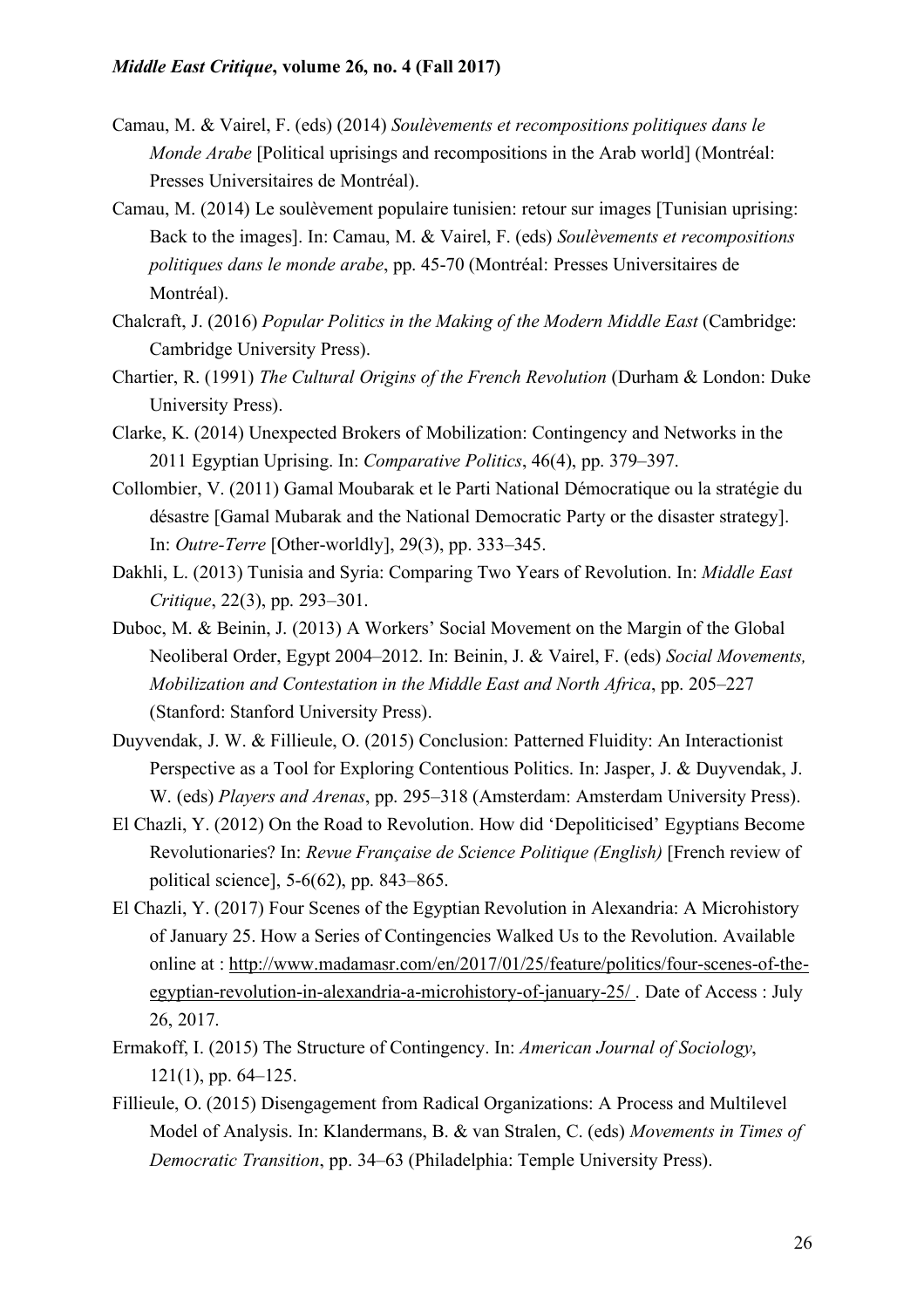Camau, M. & Vairel, F. (eds) (2014) *Soulèvements et recompositions politiques dans le Monde Arabe* [Political uprisings and recompositions in the Arab world] (Montréal: Presses Universitaires de Montréal).

Camau, M. (2014) Le soulèvement populaire tunisien: retour sur images [Tunisian uprising: Back to the images]. In: Camau, M. & Vairel, F. (eds) *Soulèvements et recompositions politiques dans le monde arabe*, pp. 45-70 (Montréal: Presses Universitaires de Montréal).

Chalcraft, J. (2016) *Popular Politics in the Making of the Modern Middle East* (Cambridge: Cambridge University Press).

Chartier, R. (1991) *The Cultural Origins of the French Revolution* (Durham & London: Duke University Press).

Clarke, K. (2014) Unexpected Brokers of Mobilization: Contingency and Networks in the 2011 Egyptian Uprising. In: *Comparative Politics*, 46(4), pp. 379–397.

Collombier, V. (2011) Gamal Moubarak et le Parti National Démocratique ou la stratégie du désastre [Gamal Mubarak and the National Democratic Party or the disaster strategy]. In: *Outre-Terre* [Other-worldly], 29(3), pp. 333–345.

Dakhli, L. (2013) Tunisia and Syria: Comparing Two Years of Revolution. In: *Middle East Critique*, 22(3), pp. 293–301.

Duboc, M. & Beinin, J. (2013) A Workers' Social Movement on the Margin of the Global Neoliberal Order, Egypt 2004–2012. In: Beinin, J. & Vairel, F. (eds) *Social Movements, Mobilization and Contestation in the Middle East and North Africa*, pp. 205–227 (Stanford: Stanford University Press).

Duyvendak, J. W. & Fillieule, O. (2015) Conclusion: Patterned Fluidity: An Interactionist Perspective as a Tool for Exploring Contentious Politics. In: Jasper, J. & Duyvendak, J. W. (eds) *Players and Arenas*, pp. 295–318 (Amsterdam: Amsterdam University Press).

El Chazli, Y. (2012) On the Road to Revolution. How did 'Depoliticised' Egyptians Become Revolutionaries? In: *Revue Française de Science Politique (English)* [French review of political science], 5-6(62), pp. 843–865.

El Chazli, Y. (2017) Four Scenes of the Egyptian Revolution in Alexandria: A Microhistory of January 25. How a Series of Contingencies Walked Us to the Revolution. Available online at : http://www.madamasr.com/en/2017/01/25/feature/politics/four-scenes-of-the-egyptian-revolution-in-alexandria-a-microhistory-of-january-25/ . Date of Access : July 26, 2017.

Ermakoff, I. (2015) The Structure of Contingency. In: *American Journal of Sociology*, 121(1), pp. 64–125.

Fillieule, O. (2015) Disengagement from Radical Organizations: A Process and Multilevel Model of Analysis. In: Klandermans, B. & van Stralen, C. (eds) *Movements in Times of Democratic Transition*, pp. 34–63 (Philadelphia: Temple University Press).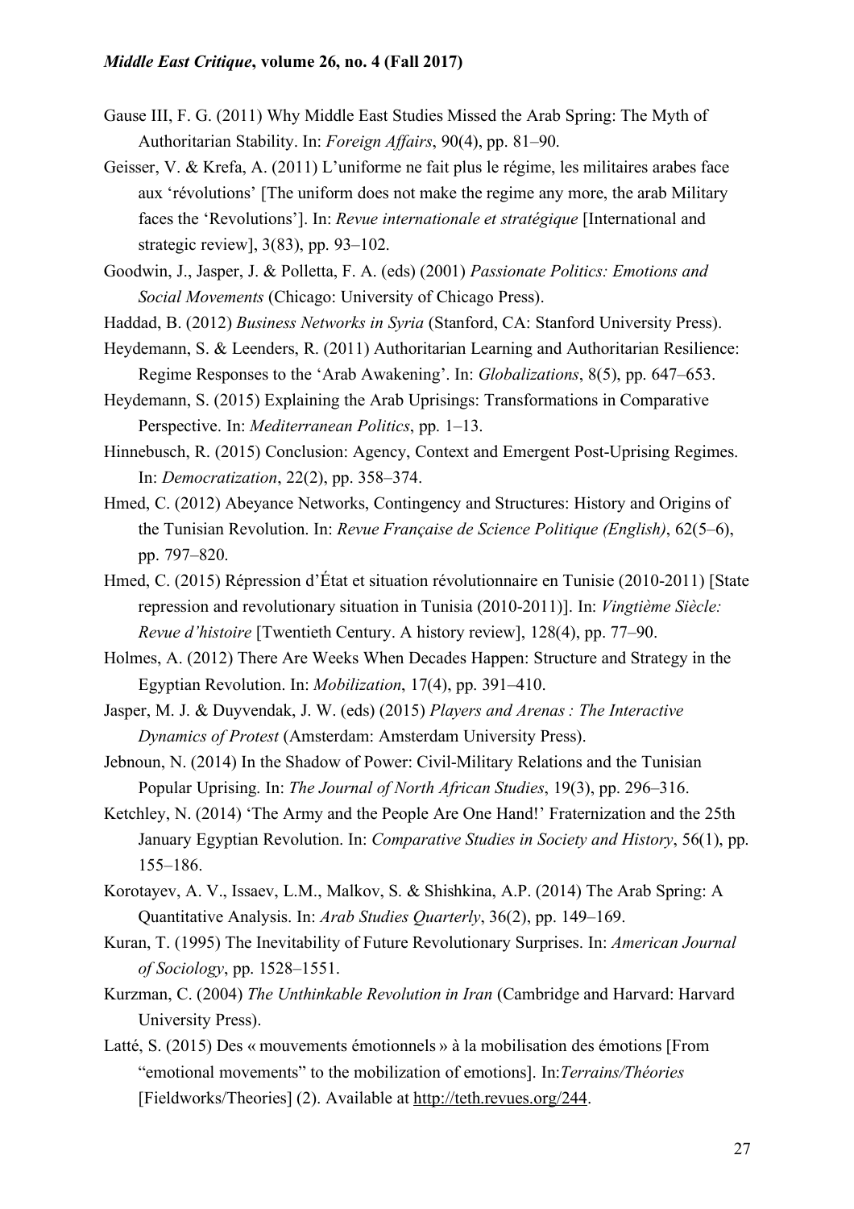Gause III, F. G. (2011) Why Middle East Studies Missed the Arab Spring: The Myth of Authoritarian Stability. In: *Foreign Affairs*, 90(4), pp. 81–90.

Geisser, V. & Krefa, A. (2011) L'uniforme ne fait plus le régime, les militaires arabes face aux 'révolutions' [The uniform does not make the regime any more, the arab Military faces the 'Revolutions']. In: *Revue internationale et stratégique* [International and strategic review], 3(83), pp. 93–102.

Goodwin, J., Jasper, J. & Polletta, F. A. (eds) (2001) *Passionate Politics: Emotions and Social Movements* (Chicago: University of Chicago Press).

Haddad, B. (2012) *Business Networks in Syria* (Stanford, CA: Stanford University Press).

Heydemann, S. & Leenders, R. (2011) Authoritarian Learning and Authoritarian Resilience: Regime Responses to the 'Arab Awakening'. In: *Globalizations*, 8(5), pp. 647–653.

Heydemann, S. (2015) Explaining the Arab Uprisings: Transformations in Comparative Perspective. In: *Mediterranean Politics*, pp. 1–13.

Hinnebusch, R. (2015) Conclusion: Agency, Context and Emergent Post-Uprising Regimes. In: *Democratization*, 22(2), pp. 358–374.

Hmed, C. (2012) Abeyance Networks, Contingency and Structures: History and Origins of the Tunisian Revolution. In: *Revue Française de Science Politique (English)*, 62(5–6), pp. 797–820.

Hmed, C. (2015) Répression d'État et situation révolutionnaire en Tunisie (2010-2011) [State repression and revolutionary situation in Tunisia (2010-2011)]. In: *Vingtième Siècle: Revue d'histoire* [Twentieth Century. A history review], 128(4), pp. 77–90.

Holmes, A. (2012) There Are Weeks When Decades Happen: Structure and Strategy in the Egyptian Revolution. In: *Mobilization*, 17(4), pp. 391–410.

Jasper, M. J. & Duyvendak, J. W. (eds) (2015) *Players and Arenas : The Interactive Dynamics of Protest* (Amsterdam: Amsterdam University Press).

Jebnoun, N. (2014) In the Shadow of Power: Civil-Military Relations and the Tunisian Popular Uprising. In: *The Journal of North African Studies*, 19(3), pp. 296–316.

Ketchley, N. (2014) 'The Army and the People Are One Hand!' Fraternization and the 25th January Egyptian Revolution. In: *Comparative Studies in Society and History*, 56(1), pp. 155–186.

Korotayev, A. V., Issaev, L.M., Malkov, S. & Shishkina, A.P. (2014) The Arab Spring: A Quantitative Analysis. In: *Arab Studies Quarterly*, 36(2), pp. 149–169.

Kuran, T. (1995) The Inevitability of Future Revolutionary Surprises. In: *American Journal of Sociology*, pp. 1528–1551.

Kurzman, C. (2004) *The Unthinkable Revolution in Iran* (Cambridge and Harvard: Harvard University Press).

Latté, S. (2015) Des « mouvements émotionnels » à la mobilisation des émotions [From "emotional movements" to the mobilization of emotions]. In:*Terrains/Théories* [Fieldworks/Theories] (2). Available at http://teth.revues.org/244.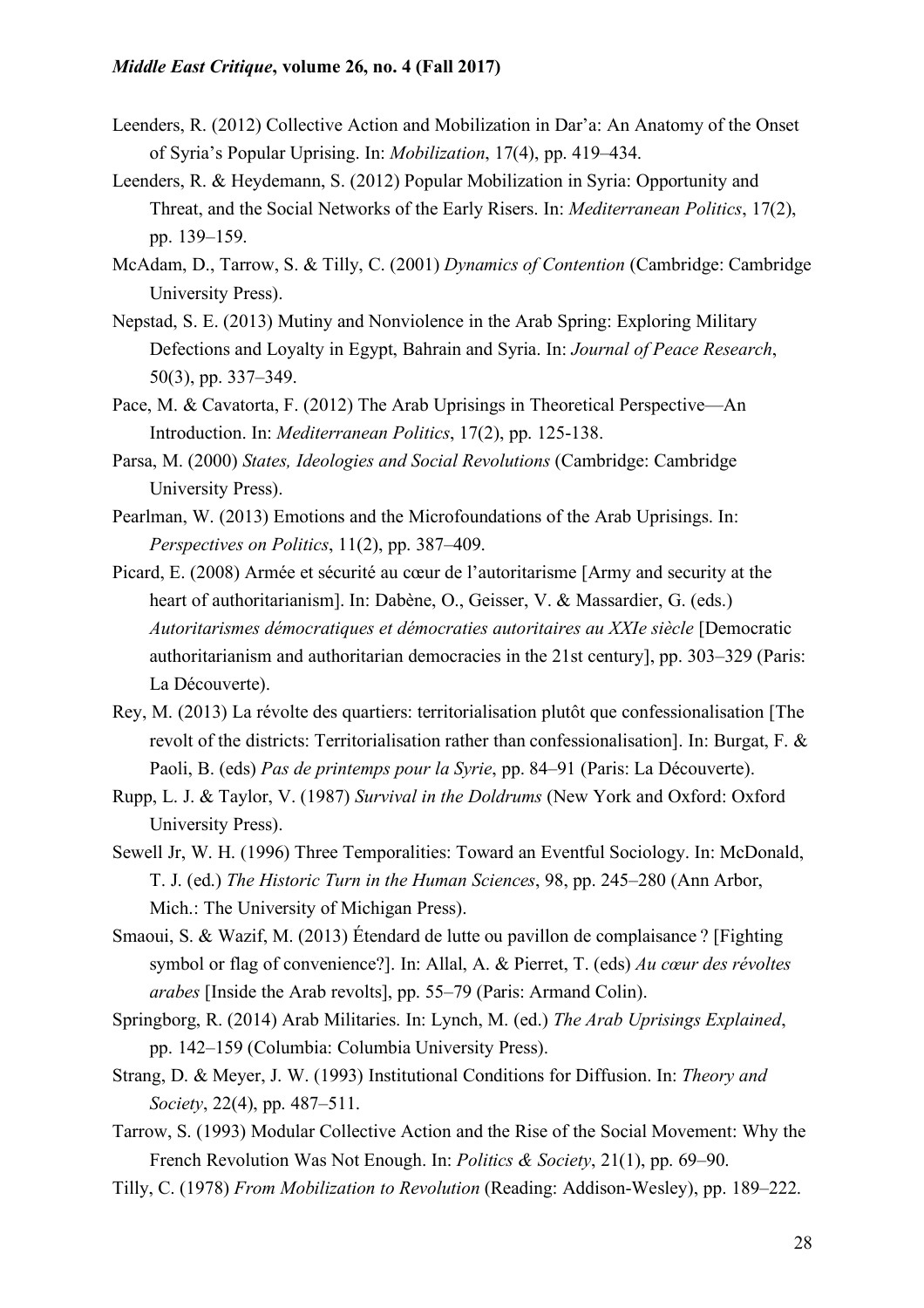Leenders, R. (2012) Collective Action and Mobilization in Dar'a: An Anatomy of the Onset of Syria's Popular Uprising. In: *Mobilization*, 17(4), pp. 419–434.

Leenders, R. & Heydemann, S. (2012) Popular Mobilization in Syria: Opportunity and Threat, and the Social Networks of the Early Risers. In: *Mediterranean Politics*, 17(2), pp. 139–159.

McAdam, D., Tarrow, S. & Tilly, C. (2001) *Dynamics of Contention* (Cambridge: Cambridge University Press).

Nepstad, S. E. (2013) Mutiny and Nonviolence in the Arab Spring: Exploring Military Defections and Loyalty in Egypt, Bahrain and Syria. In: *Journal of Peace Research*, 50(3), pp. 337–349.

Pace, M. & Cavatorta, F. (2012) The Arab Uprisings in Theoretical Perspective—An Introduction. In: *Mediterranean Politics*, 17(2), pp. 125-138.

Parsa, M. (2000) *States, Ideologies and Social Revolutions* (Cambridge: Cambridge University Press).

Pearlman, W. (2013) Emotions and the Microfoundations of the Arab Uprisings. In: *Perspectives on Politics*, 11(2), pp. 387–409.

Picard, E. (2008) Armée et sécurité au cœur de l'autoritarisme [Army and security at the heart of authoritarianism]. In: Dabène, O., Geisser, V. & Massardier, G. (eds.) *Autoritarismes démocratiques et démocraties autoritaires au XXIe siècle* [Democratic authoritarianism and authoritarian democracies in the 21st century], pp. 303–329 (Paris: La Découverte).

Rey, M. (2013) La révolte des quartiers: territorialisation plutôt que confessionalisation [The revolt of the districts: Territorialisation rather than confessionalisation]. In: Burgat, F. & Paoli, B. (eds) *Pas de printemps pour la Syrie*, pp. 84–91 (Paris: La Découverte).

Rupp, L. J. & Taylor, V. (1987) *Survival in the Doldrums* (New York and Oxford: Oxford University Press).

Sewell Jr, W. H. (1996) Three Temporalities: Toward an Eventful Sociology. In: McDonald, T. J. (ed.) *The Historic Turn in the Human Sciences*, 98, pp. 245–280 (Ann Arbor, Mich.: The University of Michigan Press).

Smaoui, S. & Wazif, M. (2013) Étendard de lutte ou pavillon de complaisance ? [Fighting symbol or flag of convenience?]. In: Allal, A. & Pierret, T. (eds) *Au cœur des révoltes arabes* [Inside the Arab revolts], pp. 55–79 (Paris: Armand Colin).

Springborg, R. (2014) Arab Militaries. In: Lynch, M. (ed.) *The Arab Uprisings Explained*, pp. 142–159 (Columbia: Columbia University Press).

Strang, D. & Meyer, J. W. (1993) Institutional Conditions for Diffusion. In: *Theory and Society*, 22(4), pp. 487–511.

Tarrow, S. (1993) Modular Collective Action and the Rise of the Social Movement: Why the French Revolution Was Not Enough. In: *Politics & Society*, 21(1), pp. 69–90.

Tilly, C. (1978) *From Mobilization to Revolution* (Reading: Addison-Wesley), pp. 189–222.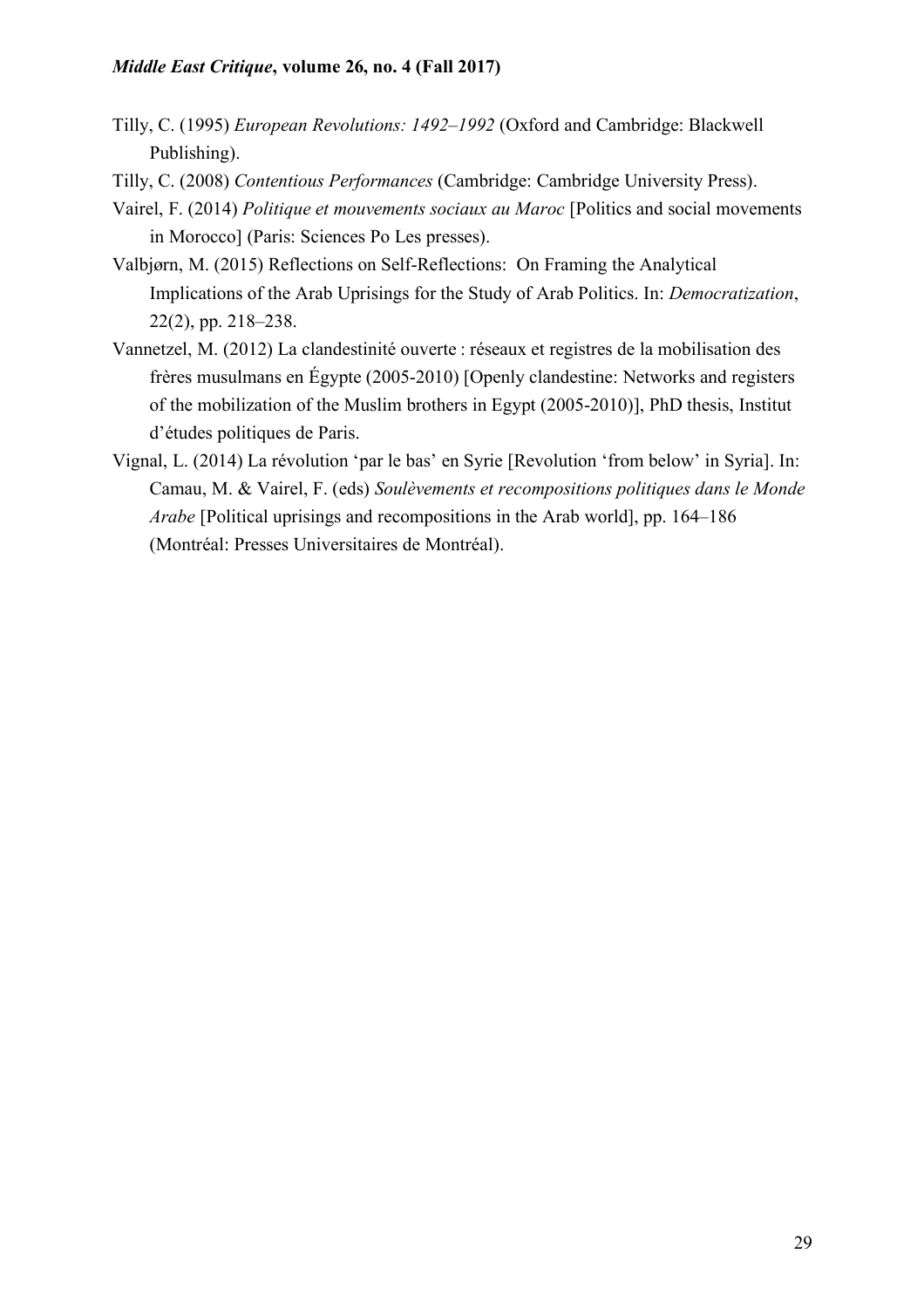Tilly, C. (1995) *European Revolutions: 1492–1992* (Oxford and Cambridge: Blackwell Publishing).

Tilly, C. (2008) *Contentious Performances* (Cambridge: Cambridge University Press).

Vairel, F. (2014) *Politique et mouvements sociaux au Maroc* [Politics and social movements in Morocco] (Paris: Sciences Po Les presses).

Valbjørn, M. (2015) Reflections on Self-Reflections: On Framing the Analytical Implications of the Arab Uprisings for the Study of Arab Politics. In: *Democratization*, 22(2), pp. 218–238.

Vannetzel, M. (2012) La clandestinité ouverte : réseaux et registres de la mobilisation des frères musulmans en Égypte (2005-2010) [Openly clandestine: Networks and registers of the mobilization of the Muslim brothers in Egypt (2005-2010)], PhD thesis, Institut d'études politiques de Paris.

Vignal, L. (2014) La révolution 'par le bas' en Syrie [Revolution 'from below' in Syria]. In: Camau, M. & Vairel, F. (eds) *Soulèvements et recompositions politiques dans le Monde Arabe* [Political uprisings and recompositions in the Arab world], pp. 164–186 (Montréal: Presses Universitaires de Montréal).